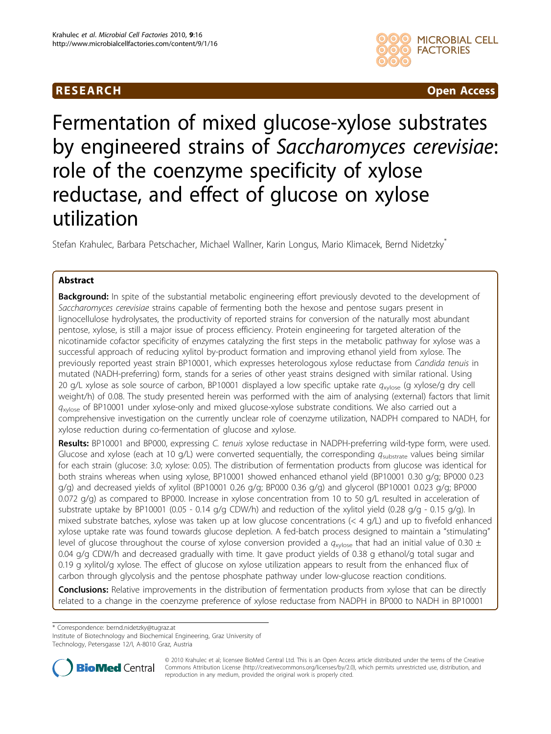**RESEARCH** **Open Access**

# Fermentation of mixed glucose-xylose substrates by engineered strains of *Saccharomyces cerevisiae*: role of the coenzyme specificity of xylose reductase, and effect of glucose on xylose utilization

Stefan Krahulec, Barbara Petschacher, Michael Wallner, Karin Longus, Mario Klimacek, Bernd Nidetzky*

## Abstract

**Background:** In spite of the substantial metabolic engineering effort previously devoted to the development of *Saccharomyces cerevisiae* strains capable of fermenting both the hexose and pentose sugars present in lignocellulose hydrolysates, the productivity of reported strains for conversion of the naturally most abundant pentose, xylose, is still a major issue of process efficiency. Protein engineering for targeted alteration of the nicotinamide cofactor specificity of enzymes catalyzing the first steps in the metabolic pathway for xylose was a successful approach of reducing xylitol by-product formation and improving ethanol yield from xylose. The previously reported yeast strain BP10001, which expresses heterologous xylose reductase from *Candida tenuis* in mutated (NADH-preferring) form, stands for a series of other yeast strains designed with similar rational. Using 20 g/L xylose as sole source of carbon, BP10001 displayed a low specific uptake rate $q_{xylose}$ (g xylose/g dry cell weight/h) of 0.08. The study presented herein was performed with the aim of analysing (external) factors that limit $q_{xylose}$ of BP10001 under xylose-only and mixed glucose-xylose substrate conditions. We also carried out a comprehensive investigation on the currently unclear role of coenzyme utilization, NADPH compared to NADH, for xylose reduction during co-fermentation of glucose and xylose.

**Results:** BP10001 and BP000, expressing *C. tenuis* xylose reductase in NADPH-preferring wild-type form, were used. Glucose and xylose (each at 10 g/L) were converted sequentially, the corresponding $q_{substrate}$ values being similar for each strain (glucose: 3.0; xylose: 0.05). The distribution of fermentation products from glucose was identical for both strains whereas when using xylose, BP10001 showed enhanced ethanol yield (BP10001 0.30 g/g; BP000 0.23 g/g) and decreased yields of xylitol (BP10001 0.26 g/g; BP000 0.36 g/g) and glycerol (BP10001 0.023 g/g; BP000 0.072 g/g) as compared to BP000. Increase in xylose concentration from 10 to 50 g/L resulted in acceleration of substrate uptake by BP10001 (0.05 - 0.14 g/g CDW/h) and reduction of the xylitol yield (0.28 g/g - 0.15 g/g). In mixed substrate batches, xylose was taken up at low glucose concentrations (< 4 g/L) and up to fivefold enhanced xylose uptake rate was found towards glucose depletion. A fed-batch process designed to maintain a "stimulating" level of glucose throughout the course of xylose conversion provided a $q_{xylose}$ that had an initial value of 0.30 ± 0.04 g/g CDW/h and decreased gradually with time. It gave product yields of 0.38 g ethanol/g total sugar and 0.19 g xylitol/g xylose. The effect of glucose on xylose utilization appears to result from the enhanced flux of carbon through glycolysis and the pentose phosphate pathway under low-glucose reaction conditions.

**Conclusions:** Relative improvements in the distribution of fermentation products from xylose that can be directly related to a change in the coenzyme preference of xylose reductase from NADPH in BP000 to NADH in BP10001

\* Correspondence: bernd.nidetzky@tugraz.at
Institute of Biotechnology and Biochemical Engineering, Graz University of Technology, Petersgasse 12/I, A-8010 Graz, Austria

© 2010 Krahulec et al; licensee BioMed Central Ltd. This is an Open Access article distributed under the terms of the Creative Commons Attribution License (http://creativecommons.org/licenses/by/2.0), which permits unrestricted use, distribution, and reproduction in any medium, provided the original work is properly cited.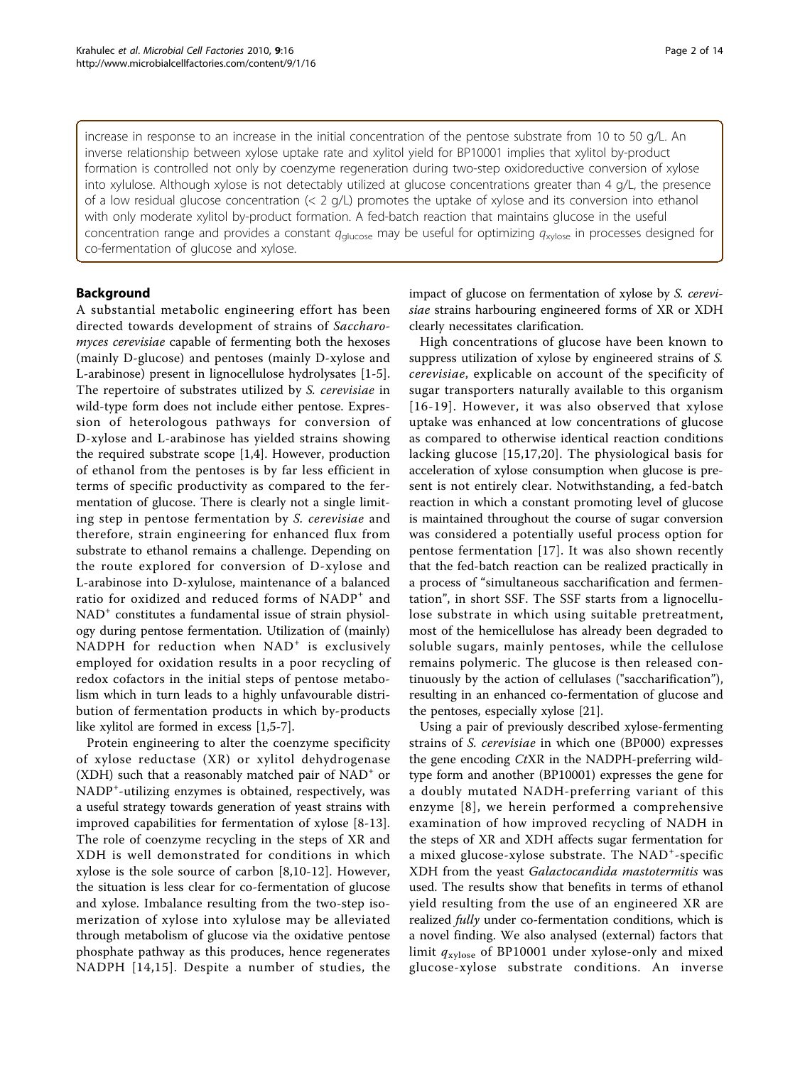increase in response to an increase in the initial concentration of the pentose substrate from 10 to 50 g/L. An inverse relationship between xylose uptake rate and xylitol yield for BP10001 implies that xylitol by-product formation is controlled not only by coenzyme regeneration during two-step oxidoreductive conversion of xylose into xylulose. Although xylose is not detectably utilized at glucose concentrations greater than 4 g/L, the presence of a low residual glucose concentration (< 2 g/L) promotes the uptake of xylose and its conversion into ethanol with only moderate xylitol by-product formation. A fed-batch reaction that maintains glucose in the useful concentration range and provides a constant $q_{glucose}$ may be useful for optimizing $q_{xylose}$ in processes designed for co-fermentation of glucose and xylose.

## Background

A substantial metabolic engineering effort has been directed towards development of strains of *Saccharomyces cerevisiae* capable of fermenting both the hexoses (mainly D-glucose) and pentoses (mainly D-xylose and L-arabinose) present in lignocellulose hydrolysates [1-5]. The repertoire of substrates utilized by *S. cerevisiae* in wild-type form does not include either pentose. Expression of heterologous pathways for conversion of D-xylose and L-arabinose has yielded strains showing the required substrate scope [1,4]. However, production of ethanol from the pentoses is by far less efficient in terms of specific productivity as compared to the fermentation of glucose. There is clearly not a single limiting step in pentose fermentation by *S. cerevisiae* and therefore, strain engineering for enhanced flux from substrate to ethanol remains a challenge. Depending on the route explored for conversion of D-xylose and L-arabinose into D-xylulose, maintenance of a balanced ratio for oxidized and reduced forms of $NADP^+$ and $NAD^+$ constitutes a fundamental issue of strain physiology during pentose fermentation. Utilization of (mainly) NADPH for reduction when $NAD^+$ is exclusively employed for oxidation results in a poor recycling of redox cofactors in the initial steps of pentose metabolism which in turn leads to a highly unfavourable distribution of fermentation products in which by-products like xylitol are formed in excess [1,5-7].

Protein engineering to alter the coenzyme specificity of xylose reductase (XR) or xylitol dehydrogenase (XDH) such that a reasonably matched pair of $NAD^+$ or $NADP^+$-utilizing enzymes is obtained, respectively, was a useful strategy towards generation of yeast strains with improved capabilities for fermentation of xylose [8-13]. The role of coenzyme recycling in the steps of XR and XDH is well demonstrated for conditions in which xylose is the sole source of carbon [8,10-12]. However, the situation is less clear for co-fermentation of glucose and xylose. Imbalance resulting from the two-step isomerization of xylose into xylulose may be alleviated through metabolism of glucose via the oxidative pentose phosphate pathway as this produces, hence regenerates NADPH [14,15]. Despite a number of studies, the impact of glucose on fermentation of xylose by *S. cerevisiae* strains harbouring engineered forms of XR or XDH clearly necessitates clarification.

High concentrations of glucose have been known to suppress utilization of xylose by engineered strains of *S. cerevisiae*, explicable on account of the specificity of sugar transporters naturally available to this organism [16-19]. However, it was also observed that xylose uptake was enhanced at low concentrations of glucose as compared to otherwise identical reaction conditions lacking glucose [15,17,20]. The physiological basis for acceleration of xylose consumption when glucose is present is not entirely clear. Notwithstanding, a fed-batch reaction in which a constant promoting level of glucose is maintained throughout the course of sugar conversion was considered a potentially useful process option for pentose fermentation [17]. It was also shown recently that the fed-batch reaction can be realized practically in a process of "simultaneous saccharification and fermentation", in short SSF. The SSF starts from a lignocellulose substrate in which using suitable pretreatment, most of the hemicellulose has already been degraded to soluble sugars, mainly pentoses, while the cellulose remains polymeric. The glucose is then released continuously by the action of cellulases ("saccharification"), resulting in an enhanced co-fermentation of glucose and the pentoses, especially xylose [21].

Using a pair of previously described xylose-fermenting strains of *S. cerevisiae* in which one (BP000) expresses the gene encoding *Ct*XR in the NADPH-preferring wild-type form and another (BP10001) expresses the gene for a doubly mutated NADH-preferring variant of this enzyme [8], we herein performed a comprehensive examination of how improved recycling of NADH in the steps of XR and XDH affects sugar fermentation for a mixed glucose-xylose substrate. The $NAD^+$-specific XDH from the yeast *Galactocandida mastotermitis* was used. The results show that benefits in terms of ethanol yield resulting from the use of an engineered XR are realized *fully* under co-fermentation conditions, which is a novel finding. We also analysed (external) factors that limit $q_{xylose}$ of BP10001 under xylose-only and mixed glucose-xylose substrate conditions. An inverse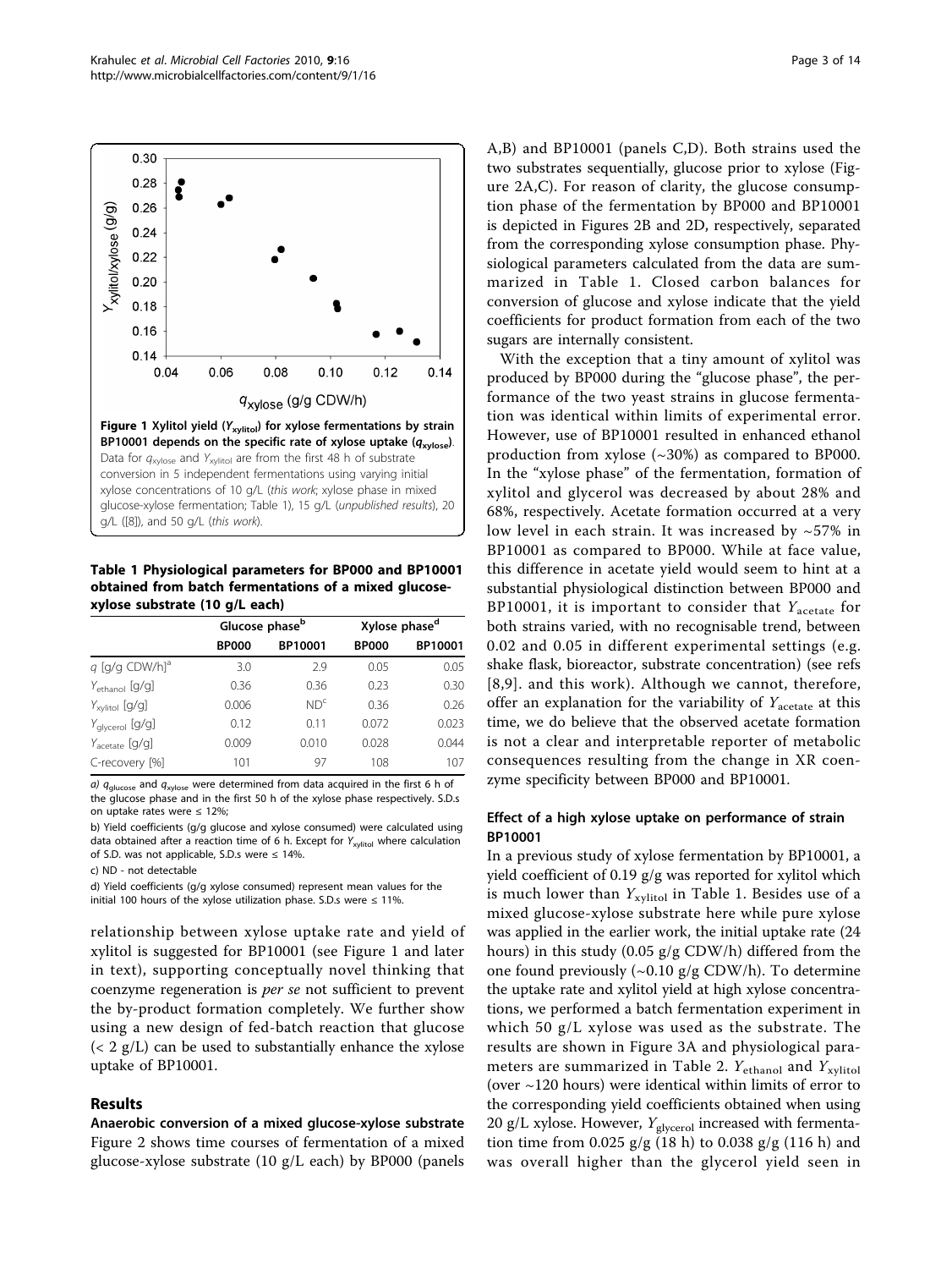Figure 1 Xylitol yield ($Y_{xylitol}$) for xylose fermentations by strain BP10001 depends on the specific rate of xylose uptake ($q_{xylose}$). Data for $q_{xylose}$ and $Y_{xylitol}$ are from the first 48 h of substrate conversion in 5 independent fermentations using varying initial xylose concentrations of 10 g/L (*this work*; xylose phase in mixed glucose-xylose fermentation; Table 1), 15 g/L (*unpublished results*), 20 g/L ([8]), and 50 g/L (*this work*).

**Table 1 Physiological parameters for BP000 and BP10001 obtained from batch fermentations of a mixed glucose-xylose substrate (10 g/L each)**

| | Glucose phase[b] | | Xylose phase[d] | |
|---|---|---|---|---|
| | BP000 | BP10001 | BP000 | BP10001 |
| $q$ [g/g CDW/h][a] | 3.0 | 2.9 | 0.05 | 0.05 |
| $Y_{ethanol}$ [g/g] | 0.36 | 0.36 | 0.23 | 0.30 |
| $Y_{xylitol}$ [g/g] | 0.006 | ND[c] | 0.36 | 0.26 |
| $Y_{glycerol}$ [g/g] | 0.12 | 0.11 | 0.072 | 0.023 |
| $Y_{acetate}$ [g/g] | 0.009 | 0.010 | 0.028 | 0.044 |
| C-recovery [%] | 101 | 97 | 108 | 107 |

a) $q_{glucose}$ and $q_{xylose}$ were determined from data acquired in the first 6 h of the glucose phase and in the first 50 h of the xylose phase respectively. S.D.s on uptake rates were ≤ 12%;

b) Yield coefficients (g/g glucose and xylose consumed) were calculated using data obtained after a reaction time of 6 h. Except for $Y_{xylitol}$ where calculation of S.D. was not applicable, S.D.s were ≤ 14%.

c) ND - not detectable

d) Yield coefficients (g/g xylose consumed) represent mean values for the initial 100 hours of the xylose utilization phase. S.D.s were ≤ 11%.

relationship between xylose uptake rate and yield of xylitol is suggested for BP10001 (see Figure 1 and later in text), supporting conceptually novel thinking that coenzyme regeneration is *per se* not sufficient to prevent the by-product formation completely. We further show using a new design of fed-batch reaction that glucose (< 2 g/L) can be used to substantially enhance the xylose uptake of BP10001.

## Results

### Anaerobic conversion of a mixed glucose-xylose substrate

Figure 2 shows time courses of fermentation of a mixed glucose-xylose substrate (10 g/L each) by BP000 (panels A,B) and BP10001 (panels C,D). Both strains used the two substrates sequentially, glucose prior to xylose (Figure 2A,C). For reason of clarity, the glucose consumption phase of the fermentation by BP000 and BP10001 is depicted in Figures 2B and 2D, respectively, separated from the corresponding xylose consumption phase. Physiological parameters calculated from the data are summarized in Table 1. Closed carbon balances for conversion of glucose and xylose indicate that the yield coefficients for product formation from each of the two sugars are internally consistent.

With the exception that a tiny amount of xylitol was produced by BP000 during the "glucose phase", the performance of the two yeast strains in glucose fermentation was identical within limits of experimental error. However, use of BP10001 resulted in enhanced ethanol production from xylose (~30%) as compared to BP000. In the "xylose phase" of the fermentation, formation of xylitol and glycerol was decreased by about 28% and 68%, respectively. Acetate formation occurred at a very low level in each strain. It was increased by ~57% in BP10001 as compared to BP000. While at face value, this difference in acetate yield would seem to hint at a substantial physiological distinction between BP000 and BP10001, it is important to consider that $Y_{acetate}$ for both strains varied, with no recognisable trend, between 0.02 and 0.05 in different experimental settings (e.g. shake flask, bioreactor, substrate concentration) (see refs [8,9]. and this work). Although we cannot, therefore, offer an explanation for the variability of $Y_{acetate}$ at this time, we do believe that the observed acetate formation is not a clear and interpretable reporter of metabolic consequences resulting from the change in XR coenzyme specificity between BP000 and BP10001.

### Effect of a high xylose uptake on performance of strain BP10001

In a previous study of xylose fermentation by BP10001, a yield coefficient of 0.19 g/g was reported for xylitol which is much lower than $Y_{xylitol}$ in Table 1. Besides use of a mixed glucose-xylose substrate here while pure xylose was applied in the earlier work, the initial uptake rate (24 hours) in this study (0.05 g/g CDW/h) differed from the one found previously (~0.10 g/g CDW/h). To determine the uptake rate and xylitol yield at high xylose concentrations, we performed a batch fermentation experiment in which 50 g/L xylose was used as the substrate. The results are shown in Figure 3A and physiological parameters are summarized in Table 2. $Y_{ethanol}$ and $Y_{xylitol}$ (over ~120 hours) were identical within limits of error to the corresponding yield coefficients obtained when using 20 g/L xylose. However, $Y_{glycerol}$ increased with fermentation time from 0.025 g/g (18 h) to 0.038 g/g (116 h) and was overall higher than the glycerol yield seen in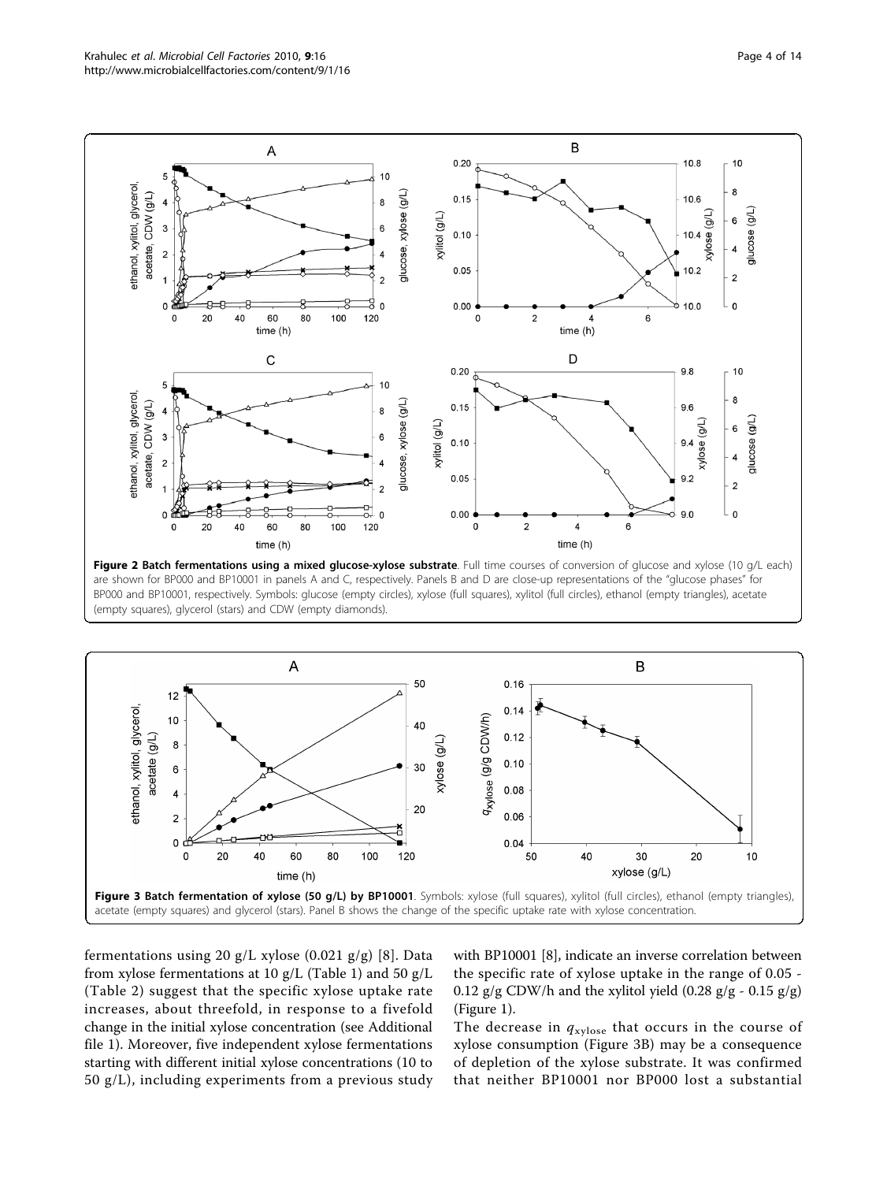**Figure 2 Batch fermentations using a mixed glucose-xylose substrate**. Full time courses of conversion of glucose and xylose (10 g/L each) are shown for BP000 and BP10001 in panels A and C, respectively. Panels B and D are close-up representations of the "glucose phases" for BP000 and BP10001, respectively. Symbols: glucose (empty circles), xylose (full squares), xylitol (full circles), ethanol (empty triangles), acetate (empty squares), glycerol (stars) and CDW (empty diamonds).

**Figure 3 Batch fermentation of xylose (50 g/L) by BP10001**. Symbols: xylose (full squares), xylitol (full circles), ethanol (empty triangles), acetate (empty squares) and glycerol (stars). Panel B shows the change of the specific uptake rate with xylose concentration.

fermentations using 20 g/L xylose (0.021 g/g) [8]. Data from xylose fermentations at 10 g/L (Table 1) and 50 g/L (Table 2) suggest that the specific xylose uptake rate increases, about threefold, in response to a fivefold change in the initial xylose concentration (see Additional file 1). Moreover, five independent xylose fermentations starting with different initial xylose concentrations (10 to 50 g/L), including experiments from a previous study with BP10001 [8], indicate an inverse correlation between the specific rate of xylose uptake in the range of 0.05 - 0.12 g/g CDW/h and the xylitol yield (0.28 g/g - 0.15 g/g) (Figure 1).

The decrease in $q_{xylose}$ that occurs in the course of xylose consumption (Figure 3B) may be a consequence of depletion of the xylose substrate. It was confirmed that neither BP10001 nor BP000 lost a substantial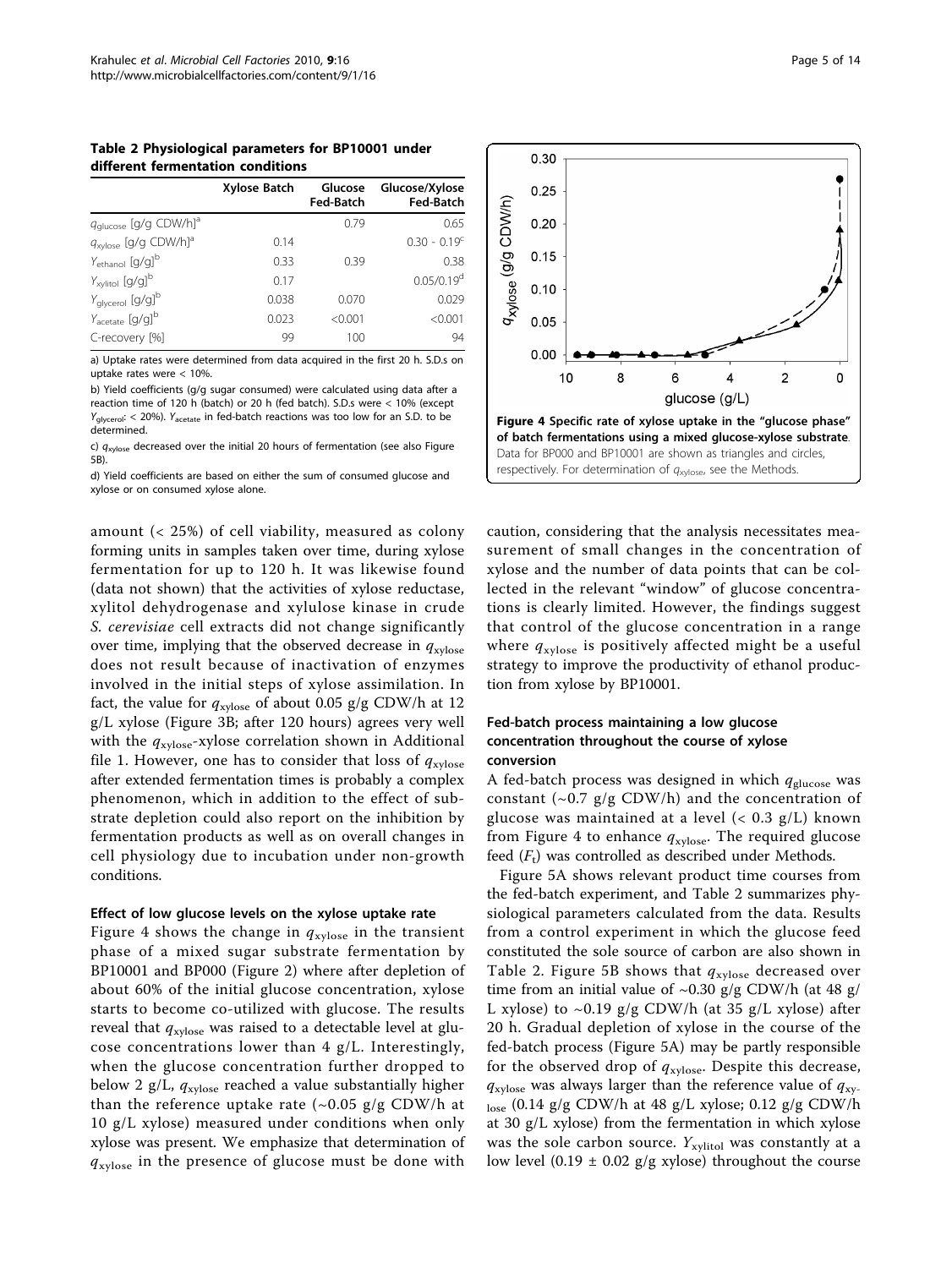**Table 2 Physiological parameters for BP10001 under different fermentation conditions**

| | Xylose Batch | Glucose Fed-Batch | Glucose/Xylose Fed-Batch |
|---|---|---|---|
| $q_{glucose}$ [g/g CDW/h][a] | | 0.79 | 0.65 |
| $q_{xylose}$ [g/g CDW/h][a] | 0.14 | | 0.30 - 0.19[c] |
| $Y_{ethanol}$ [g/g][b] | 0.33 | 0.39 | 0.38 |
| $Y_{xylitol}$ [g/g][b] | 0.17 | | 0.05/0.19[d] |
| $Y_{glycerol}$ [g/g][b] | 0.038 | 0.070 | 0.029 |
| $Y_{acetate}$ [g/g][b] | 0.023 | <0.001 | <0.001 |
| C-recovery [%] | 99 | 100 | 94 |

a) Uptake rates were determined from data acquired in the first 20 h. S.D.s on uptake rates were < 10%.

b) Yield coefficients (g/g sugar consumed) were calculated using data after a reaction time of 120 h (batch) or 20 h (fed batch). S.D.s were < 10% (except $Y_{glycerol}$: < 20%). $Y_{acetate}$ in fed-batch reactions was too low for an S.D. to be determined.

c) $q_{xylose}$ decreased over the initial 20 hours of fermentation (see also Figure 5B).

d) Yield coefficients are based on either the sum of consumed glucose and xylose or on consumed xylose alone.

amount (< 25%) of cell viability, measured as colony forming units in samples taken over time, during xylose fermentation for up to 120 h. It was likewise found (data not shown) that the activities of xylose reductase, xylitol dehydrogenase and xylulose kinase in crude *S. cerevisiae* cell extracts did not change significantly over time, implying that the observed decrease in $q_{xylose}$ does not result because of inactivation of enzymes involved in the initial steps of xylose assimilation. In fact, the value for $q_{xylose}$ of about 0.05 g/g CDW/h at 12 g/L xylose (Figure 3B; after 120 hours) agrees very well with the $q_{xylose}$-xylose correlation shown in Additional file 1. However, one has to consider that loss of $q_{xylose}$ after extended fermentation times is probably a complex phenomenon, which in addition to the effect of substrate depletion could also report on the inhibition by fermentation products as well as on overall changes in cell physiology due to incubation under non-growth conditions.

#### Effect of low glucose levels on the xylose uptake rate

Figure 4 shows the change in $q_{xylose}$ in the transient phase of a mixed sugar substrate fermentation by BP10001 and BP000 (Figure 2) where after depletion of about 60% of the initial glucose concentration, xylose starts to become co-utilized with glucose. The results reveal that $q_{xylose}$ was raised to a detectable level at glucose concentrations lower than 4 g/L. Interestingly, when the glucose concentration further dropped to below 2 g/L, $q_{xylose}$ reached a value substantially higher than the reference uptake rate (~0.05 g/g CDW/h at 10 g/L xylose) measured under conditions when only xylose was present. We emphasize that determination of $q_{xylose}$ in the presence of glucose must be done with caution, considering that the analysis necessitates measurement of small changes in the concentration of xylose and the number of data points that can be collected in the relevant "window" of glucose concentrations is clearly limited. However, the findings suggest that control of the glucose concentration in a range where $q_{xylose}$ is positively affected might be a useful strategy to improve the productivity of ethanol production from xylose by BP10001.

**Figure 4 Specific rate of xylose uptake in the "glucose phase" of batch fermentations using a mixed glucose-xylose substrate**. Data for BP000 and BP10001 are shown as triangles and circles, respectively. For determination of $q_{xylose}$, see the Methods.

#### Fed-batch process maintaining a low glucose concentration throughout the course of xylose conversion

A fed-batch process was designed in which $q_{glucose}$ was constant (~0.7 g/g CDW/h) and the concentration of glucose was maintained at a level (< 0.3 g/L) known from Figure 4 to enhance $q_{xylose}$. The required glucose feed ($F_t$) was controlled as described under Methods.

Figure 5A shows relevant product time courses from the fed-batch experiment, and Table 2 summarizes physiological parameters calculated from the data. Results from a control experiment in which the glucose feed constituted the sole source of carbon are also shown in Table 2. Figure 5B shows that $q_{xylose}$ decreased over time from an initial value of ~0.30 g/g CDW/h (at 48 g/L xylose) to ~0.19 g/g CDW/h (at 35 g/L xylose) after 20 h. Gradual depletion of xylose in the course of the fed-batch process (Figure 5A) may be partly responsible for the observed drop of $q_{xylose}$. Despite this decrease, $q_{xylose}$ was always larger than the reference value of $q_{xylose}$ (0.14 g/g CDW/h at 48 g/L xylose; 0.12 g/g CDW/h at 30 g/L xylose) from the fermentation in which xylose was the sole carbon source. $Y_{xylitol}$ was constantly at a low level (0.19 ± 0.02 g/g xylose) throughout the course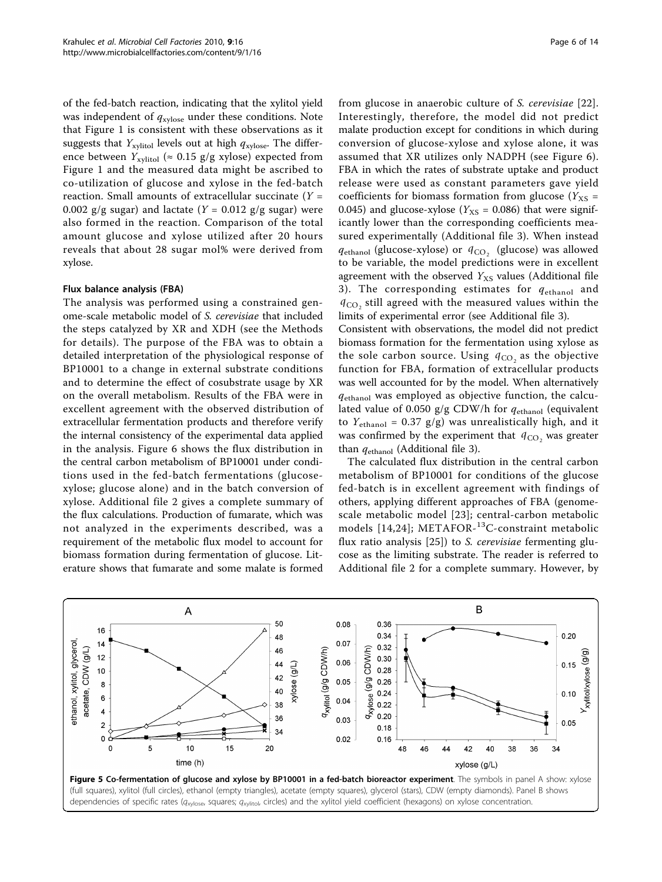of the fed-batch reaction, indicating that the xylitol yield was independent of $q_{xylose}$ under these conditions. Note that Figure 1 is consistent with these observations as it suggests that $Y_{xylitol}$ levels out at high $q_{xylose}$. The difference between $Y_{xylitol}$ (≈ 0.15 g/g xylose) expected from Figure 1 and the measured data might be ascribed to co-utilization of glucose and xylose in the fed-batch reaction. Small amounts of extracellular succinate ($Y$ = 0.002 g/g sugar) and lactate ($Y$ = 0.012 g/g sugar) were also formed in the reaction. Comparison of the total amount glucose and xylose utilized after 20 hours reveals that about 28 sugar mol% were derived from xylose.

### Flux balance analysis (FBA)

The analysis was performed using a constrained genome-scale metabolic model of *S. cerevisiae* that included the steps catalyzed by XR and XDH (see the Methods for details). The purpose of the FBA was to obtain a detailed interpretation of the physiological response of BP10001 to a change in external substrate conditions and to determine the effect of cosubstrate usage by XR on the overall metabolism. Results of the FBA were in excellent agreement with the observed distribution of extracellular fermentation products and therefore verify the internal consistency of the experimental data applied in the analysis. Figure 6 shows the flux distribution in the central carbon metabolism of BP10001 under conditions used in the fed-batch fermentations (glucose-xylose; glucose alone) and in the batch conversion of xylose. Additional file 2 gives a complete summary of the flux calculations. Production of fumarate, which was not analyzed in the experiments described, was a requirement of the metabolic flux model to account for biomass formation during fermentation of glucose. Literature shows that fumarate and some malate is formed from glucose in anaerobic culture of *S. cerevisiae* [22]. Interestingly, therefore, the model did not predict malate production except for conditions in which during conversion of glucose-xylose and xylose alone, it was assumed that XR utilizes only NADPH (see Figure 6). FBA in which the rates of substrate uptake and product release were used as constant parameters gave yield coefficients for biomass formation from glucose ($Y_{XS}$ = 0.045) and glucose-xylose ($Y_{XS}$ = 0.086) that were significantly lower than the corresponding coefficients measured experimentally (Additional file 3). When instead $q_{ethanol}$ (glucose-xylose) or $q_{CO_2}$ (glucose) was allowed to be variable, the model predictions were in excellent agreement with the observed $Y_{XS}$ values (Additional file 3). The corresponding estimates for $q_{ethanol}$ and $q_{CO_2}$ still agreed with the measured values within the limits of experimental error (see Additional file 3).

Consistent with observations, the model did not predict biomass formation for the fermentation using xylose as the sole carbon source. Using $q_{CO_2}$ as the objective function for FBA, formation of extracellular products was well accounted for by the model. When alternatively $q_{ethanol}$ was employed as objective function, the calculated value of 0.050 g/g CDW/h for $q_{ethanol}$ (equivalent to $Y_{ethanol}$ = 0.37 g/g) was unrealistically high, and it was confirmed by the experiment that $q_{CO_2}$ was greater than $q_{ethanol}$ (Additional file 3).

The calculated flux distribution in the central carbon metabolism of BP10001 for conditions of the glucose fed-batch is in excellent agreement with findings of others, applying different approaches of FBA (genome-scale metabolic model [23]; central-carbon metabolic models [14,24]; METAFOR-$^{13}$C-constraint metabolic flux ratio analysis [25]) to *S. cerevisiae* fermenting glucose as the limiting substrate. The reader is referred to Additional file 2 for a complete summary. However, by

**Figure 5 Co-fermentation of glucose and xylose by BP10001 in a fed-batch bioreactor experiment**. The symbols in panel A show: xylose (full squares), xylitol (full circles), ethanol (empty triangles), acetate (empty squares), glycerol (stars), CDW (empty diamonds). Panel B shows dependencies of specific rates ($q_{xylose}$, squares; $q_{xylitol}$, circles) and the xylitol yield coefficient (hexagons) on xylose concentration.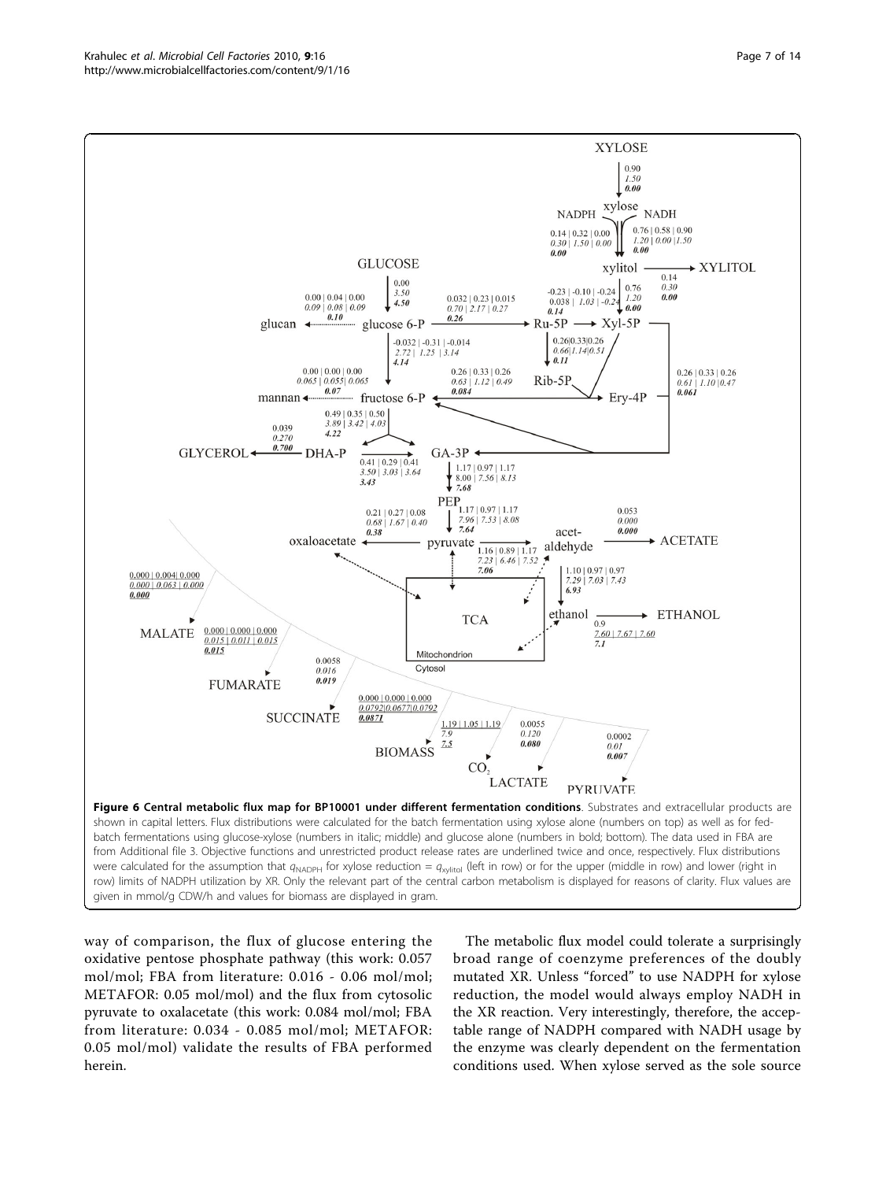**Figure 6 Central metabolic flux map for BP10001 under different fermentation conditions**. Substrates and extracellular products are shown in capital letters. Flux distributions were calculated for the batch fermentation using xylose alone (numbers on top) as well as for fed-batch fermentations using glucose-xylose (numbers in italic; middle) and glucose alone (numbers in bold; bottom). The data used in FBA are from Additional file 3. Objective functions and unrestricted product release rates are underlined twice and once, respectively. Flux distributions were calculated for the assumption that $q_{NADPH}$ for xylose reduction = $q_{xylitol}$ (left in row) or for the upper (middle in row) and lower (right in row) limits of NADPH utilization by XR. Only the relevant part of the central carbon metabolism is displayed for reasons of clarity. Flux values are given in mmol/g CDW/h and values for biomass are displayed in gram.

way of comparison, the flux of glucose entering the oxidative pentose phosphate pathway (this work: 0.057 mol/mol; FBA from literature: 0.016 - 0.06 mol/mol; METAFOR: 0.05 mol/mol) and the flux from cytosolic pyruvate to oxalacetate (this work: 0.084 mol/mol; FBA from literature: 0.034 - 0.085 mol/mol; METAFOR: 0.05 mol/mol) validate the results of FBA performed herein.

The metabolic flux model could tolerate a surprisingly broad range of coenzyme preferences of the doubly mutated XR. Unless "forced" to use NADPH for xylose reduction, the model would always employ NADH in the XR reaction. Very interestingly, therefore, the acceptable range of NADPH compared with NADH usage by the enzyme was clearly dependent on the fermentation conditions used. When xylose served as the sole source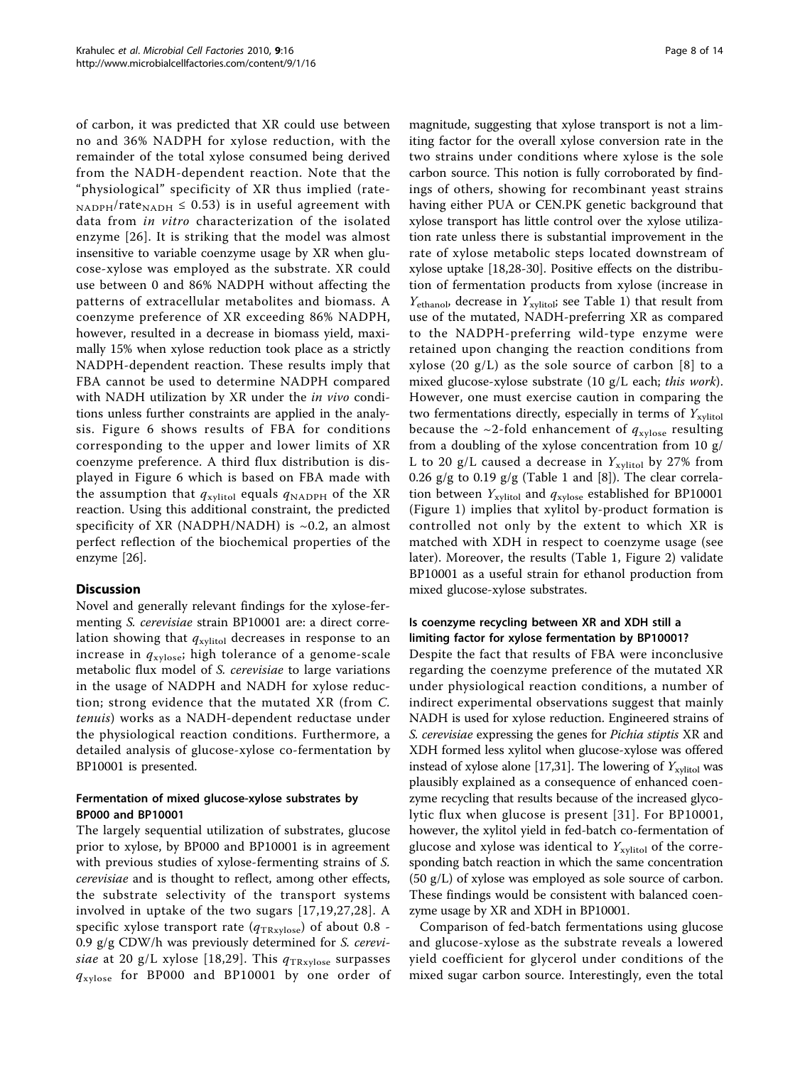of carbon, it was predicted that XR could use between no and 36% NADPH for xylose reduction, with the remainder of the total xylose consumed being derived from the NADH-dependent reaction. Note that the "physiological" specificity of XR thus implied ($rate_{NADPH}/rate_{NADH} \leq 0.53$) is in useful agreement with data from *in vitro* characterization of the isolated enzyme [26]. It is striking that the model was almost insensitive to variable coenzyme usage by XR when glucose-xylose was employed as the substrate. XR could use between 0 and 86% NADPH without affecting the patterns of extracellular metabolites and biomass. A coenzyme preference of XR exceeding 86% NADPH, however, resulted in a decrease in biomass yield, maximally 15% when xylose reduction took place as a strictly NADPH-dependent reaction. These results imply that FBA cannot be used to determine NADPH compared with NADH utilization by XR under the *in vivo* conditions unless further constraints are applied in the analysis. Figure 6 shows results of FBA for conditions corresponding to the upper and lower limits of XR coenzyme preference. A third flux distribution is displayed in Figure 6 which is based on FBA made with the assumption that $q_{xylitol}$ equals $q_{NADPH}$ of the XR reaction. Using this additional constraint, the predicted specificity of XR (NADPH/NADH) is ~0.2, an almost perfect reflection of the biochemical properties of the enzyme [26].

## Discussion

Novel and generally relevant findings for the xylose-fermenting *S. cerevisiae* strain BP10001 are: a direct correlation showing that $q_{xylitol}$ decreases in response to an increase in $q_{xylose}$; high tolerance of a genome-scale metabolic flux model of *S. cerevisiae* to large variations in the usage of NADPH and NADH for xylose reduction; strong evidence that the mutated XR (from *C. tenuis*) works as a NADH-dependent reductase under the physiological reaction conditions. Furthermore, a detailed analysis of glucose-xylose co-fermentation by BP10001 is presented.

### Fermentation of mixed glucose-xylose substrates by BP000 and BP10001

The largely sequential utilization of substrates, glucose prior to xylose, by BP000 and BP10001 is in agreement with previous studies of xylose-fermenting strains of *S. cerevisiae* and is thought to reflect, among other effects, the substrate selectivity of the transport systems involved in uptake of the two sugars [17,19,27,28]. A specific xylose transport rate ($q_{TRxylose}$) of about 0.8 - 0.9 g/g CDW/h was previously determined for *S. cerevisiae* at 20 g/L xylose [18,29]. This $q_{TRxylose}$ surpasses $q_{xylose}$ for BP000 and BP10001 by one order of magnitude, suggesting that xylose transport is not a limiting factor for the overall xylose conversion rate in the two strains under conditions where xylose is the sole carbon source. This notion is fully corroborated by findings of others, showing for recombinant yeast strains having either PUA or CEN.PK genetic background that xylose transport has little control over the xylose utilization rate unless there is substantial improvement in the rate of xylose metabolic steps located downstream of xylose uptake [18,28-30]. Positive effects on the distribution of fermentation products from xylose (increase in $Y_{ethanol}$, decrease in $Y_{xylitol}$; see Table 1) that result from use of the mutated, NADH-preferring XR as compared to the NADPH-preferring wild-type enzyme were retained upon changing the reaction conditions from xylose (20 g/L) as the sole source of carbon [8] to a mixed glucose-xylose substrate (10 g/L each; *this work*). However, one must exercise caution in comparing the two fermentations directly, especially in terms of $Y_{xylitol}$ because the ~2-fold enhancement of $q_{xylose}$ resulting from a doubling of the xylose concentration from 10 g/L to 20 g/L caused a decrease in $Y_{xylitol}$ by 27% from 0.26 g/g to 0.19 g/g (Table 1 and [8]). The clear correlation between $Y_{xylitol}$ and $q_{xylose}$ established for BP10001 (Figure 1) implies that xylitol by-product formation is controlled not only by the extent to which XR is matched with XDH in respect to coenzyme usage (see later). Moreover, the results (Table 1, Figure 2) validate BP10001 as a useful strain for ethanol production from mixed glucose-xylose substrates.

### Is coenzyme recycling between XR and XDH still a limiting factor for xylose fermentation by BP10001?

Despite the fact that results of FBA were inconclusive regarding the coenzyme preference of the mutated XR under physiological reaction conditions, a number of indirect experimental observations suggest that mainly NADH is used for xylose reduction. Engineered strains of *S. cerevisiae* expressing the genes for *Pichia stiptis* XR and XDH formed less xylitol when glucose-xylose was offered instead of xylose alone [17,31]. The lowering of $Y_{xylitol}$ was plausibly explained as a consequence of enhanced coenzyme recycling that results because of the increased glycolytic flux when glucose is present [31]. For BP10001, however, the xylitol yield in fed-batch co-fermentation of glucose and xylose was identical to $Y_{xylitol}$ of the corresponding batch reaction in which the same concentration (50 g/L) of xylose was employed as sole source of carbon. These findings would be consistent with balanced coenzyme usage by XR and XDH in BP10001.

Comparison of fed-batch fermentations using glucose and glucose-xylose as the substrate reveals a lowered yield coefficient for glycerol under conditions of the mixed sugar carbon source. Interestingly, even the total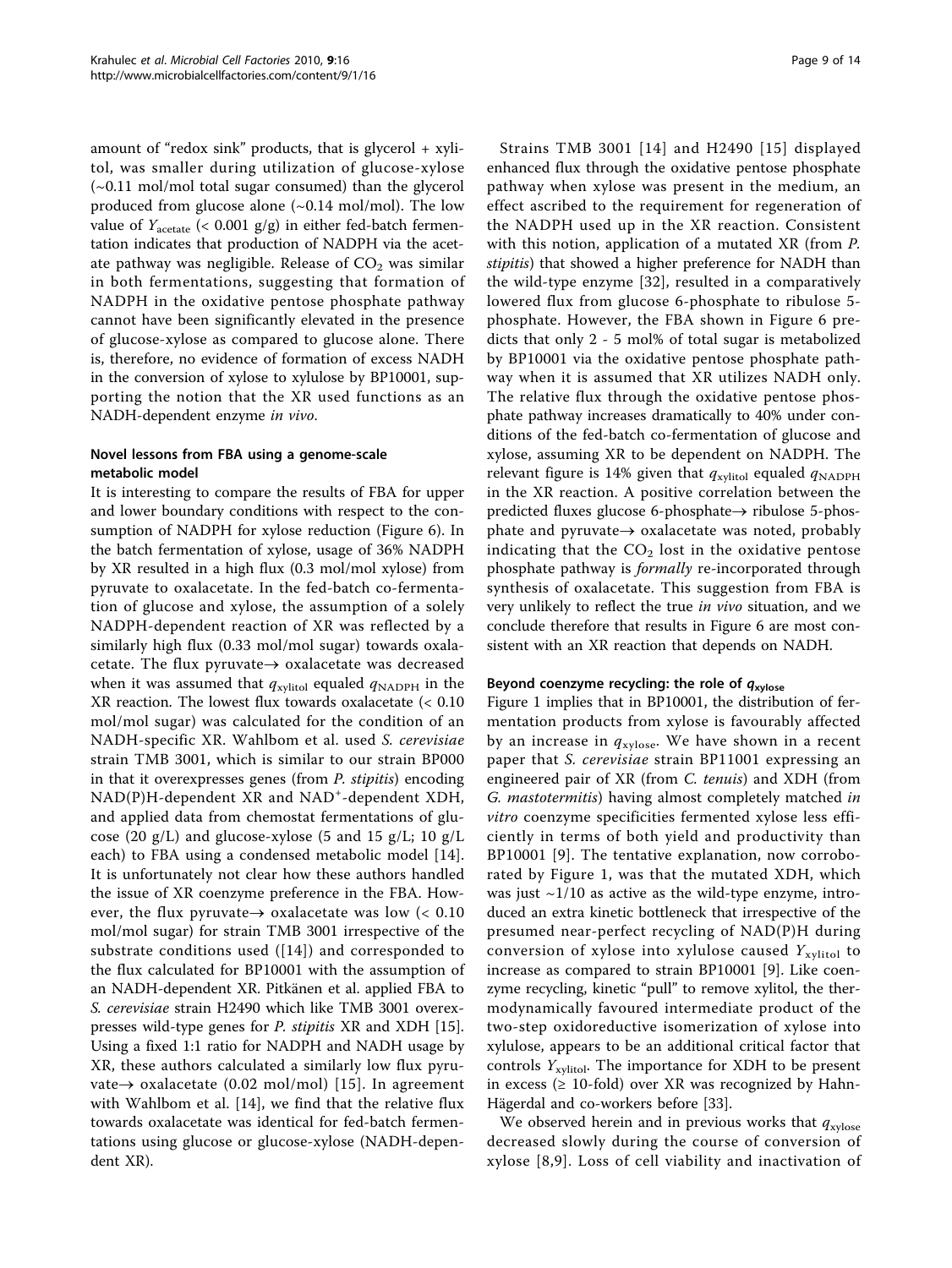amount of "redox sink" products, that is glycerol + xylitol, was smaller during utilization of glucose-xylose (~0.11 mol/mol total sugar consumed) than the glycerol produced from glucose alone (~0.14 mol/mol). The low value of $Y_{acetate}$ (< 0.001 g/g) in either fed-batch fermentation indicates that production of NADPH via the acetate pathway was negligible. Release of $CO_2$ was similar in both fermentations, suggesting that formation of NADPH in the oxidative pentose phosphate pathway cannot have been significantly elevated in the presence of glucose-xylose as compared to glucose alone. There is, therefore, no evidence of formation of excess NADH in the conversion of xylose to xylulose by BP10001, supporting the notion that the XR used functions as an NADH-dependent enzyme *in vivo*.

### Novel lessons from FBA using a genome-scale metabolic model

It is interesting to compare the results of FBA for upper and lower boundary conditions with respect to the consumption of NADPH for xylose reduction (Figure 6). In the batch fermentation of xylose, usage of 36% NADPH by XR resulted in a high flux (0.3 mol/mol xylose) from pyruvate to oxalacetate. In the fed-batch co-fermentation of glucose and xylose, the assumption of a solely NADPH-dependent reaction of XR was reflected by a similarly high flux (0.33 mol/mol sugar) towards oxalacetate. The flux pyruvate→ oxalacetate was decreased when it was assumed that $q_{xylitol}$ equaled $q_{NADPH}$ in the XR reaction. The lowest flux towards oxalacetate (< 0.10 mol/mol sugar) was calculated for the condition of an NADH-specific XR. Wahlbom et al. used *S. cerevisiae* strain TMB 3001, which is similar to our strain BP000 in that it overexpresses genes (from *P. stipitis*) encoding NAD(P)H-dependent XR and $NAD^+$-dependent XDH, and applied data from chemostat fermentations of glucose (20 g/L) and glucose-xylose (5 and 15 g/L; 10 g/L each) to FBA using a condensed metabolic model [14]. It is unfortunately not clear how these authors handled the issue of XR coenzyme preference in the FBA. However, the flux pyruvate→ oxalacetate was low (< 0.10 mol/mol sugar) for strain TMB 3001 irrespective of the substrate conditions used ([14]) and corresponded to the flux calculated for BP10001 with the assumption of an NADH-dependent XR. Pitkänen et al. applied FBA to *S. cerevisiae* strain H2490 which like TMB 3001 overexpresses wild-type genes for *P. stipitis* XR and XDH [15]. Using a fixed 1:1 ratio for NADPH and NADH usage by XR, these authors calculated a similarly low flux pyruvate→ oxalacetate (0.02 mol/mol) [15]. In agreement with Wahlbom et al. [14], we find that the relative flux towards oxalacetate was identical for fed-batch fermentations using glucose or glucose-xylose (NADH-dependent XR).

Strains TMB 3001 [14] and H2490 [15] displayed enhanced flux through the oxidative pentose phosphate pathway when xylose was present in the medium, an effect ascribed to the requirement for regeneration of the NADPH used up in the XR reaction. Consistent with this notion, application of a mutated XR (from *P. stipitis*) that showed a higher preference for NADH than the wild-type enzyme [32], resulted in a comparatively lowered flux from glucose 6-phosphate to ribulose 5-phosphate. However, the FBA shown in Figure 6 predicts that only 2 - 5 mol% of total sugar is metabolized by BP10001 via the oxidative pentose phosphate pathway when it is assumed that XR utilizes NADH only. The relative flux through the oxidative pentose phosphate pathway increases dramatically to 40% under conditions of the fed-batch co-fermentation of glucose and xylose, assuming XR to be dependent on NADPH. The relevant figure is 14% given that $q_{xylitol}$ equaled $q_{NADPH}$ in the XR reaction. A positive correlation between the predicted fluxes glucose 6-phosphate→ ribulose 5-phosphate and pyruvate→ oxalacetate was noted, probably indicating that the $CO_2$ lost in the oxidative pentose phosphate pathway is *formally* re-incorporated through synthesis of oxalacetate. This suggestion from FBA is very unlikely to reflect the true *in vivo* situation, and we conclude therefore that results in Figure 6 are most consistent with an XR reaction that depends on NADH.

### Beyond coenzyme recycling: the role of $q_{xylose}$

Figure 1 implies that in BP10001, the distribution of fermentation products from xylose is favourably affected by an increase in $q_{xylose}$. We have shown in a recent paper that *S. cerevisiae* strain BP11001 expressing an engineered pair of XR (from *C. tenuis*) and XDH (from *G. mastotermitis*) having almost completely matched *in vitro* coenzyme specificities fermented xylose less efficiently in terms of both yield and productivity than BP10001 [9]. The tentative explanation, now corroborated by Figure 1, was that the mutated XDH, which was just ~1/10 as active as the wild-type enzyme, introduced an extra kinetic bottleneck that irrespective of the presumed near-perfect recycling of NAD(P)H during conversion of xylose into xylulose caused $Y_{xylitol}$ to increase as compared to strain BP10001 [9]. Like coenzyme recycling, kinetic "pull" to remove xylitol, the thermodynamically favoured intermediate product of the two-step oxidoreductive isomerization of xylose into xylulose, appears to be an additional critical factor that controls $Y_{xylitol}$. The importance for XDH to be present in excess (≥ 10-fold) over XR was recognized by Hahn-Hägerdal and co-workers before [33].

We observed herein and in previous works that $q_{xylose}$ decreased slowly during the course of conversion of xylose [8,9]. Loss of cell viability and inactivation of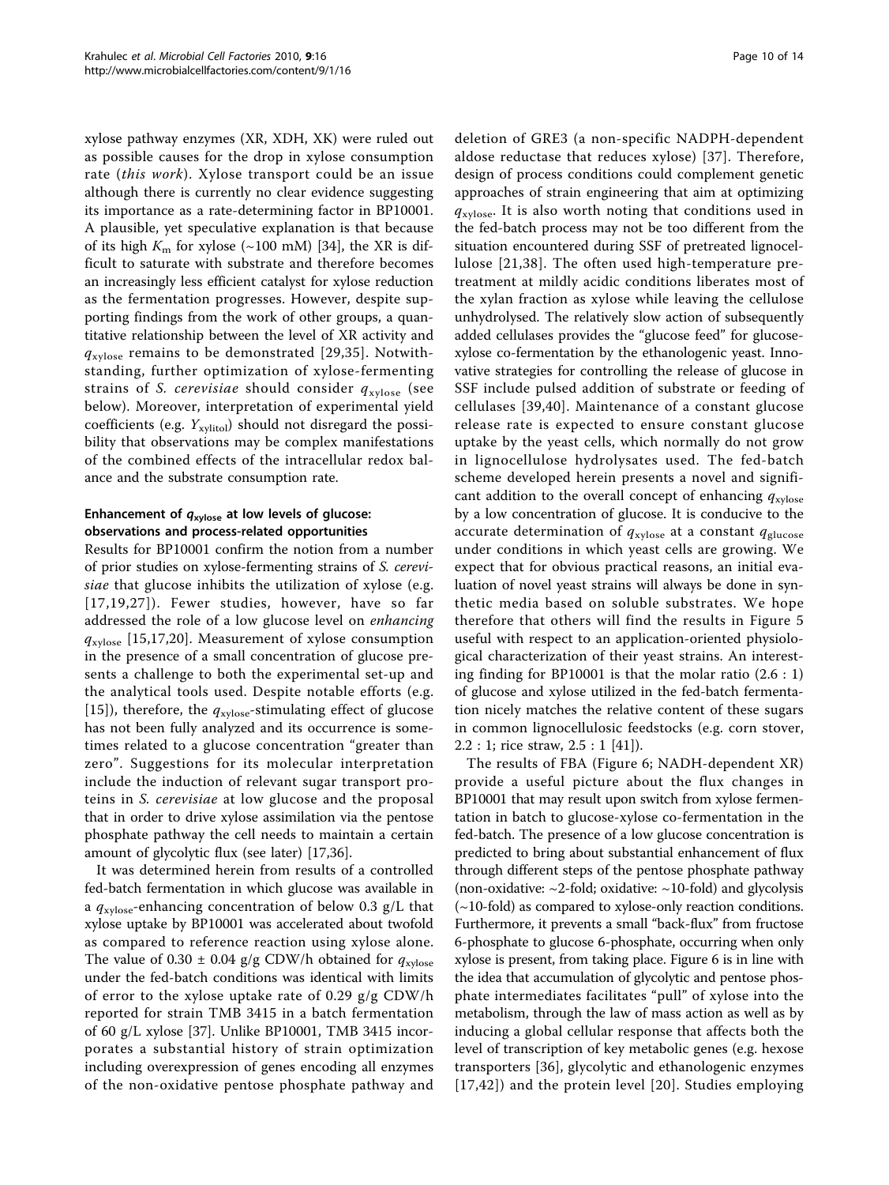xylose pathway enzymes (XR, XDH, XK) were ruled out as possible causes for the drop in xylose consumption rate (*this work*). Xylose transport could be an issue although there is currently no clear evidence suggesting its importance as a rate-determining factor in BP10001. A plausible, yet speculative explanation is that because of its high $K_m$ for xylose (~100 mM) [34], the XR is difficult to saturate with substrate and therefore becomes an increasingly less efficient catalyst for xylose reduction as the fermentation progresses. However, despite supporting findings from the work of other groups, a quantitative relationship between the level of XR activity and $q_{xylose}$ remains to be demonstrated [29,35]. Notwithstanding, further optimization of xylose-fermenting strains of *S. cerevisiae* should consider $q_{xylose}$ (see below). Moreover, interpretation of experimental yield coefficients (e.g. $Y_{xylitol}$) should not disregard the possibility that observations may be complex manifestations of the combined effects of the intracellular redox balance and the substrate consumption rate.

### Enhancement of $q_{xylose}$ at low levels of glucose: observations and process-related opportunities

Results for BP10001 confirm the notion from a number of prior studies on xylose-fermenting strains of *S. cerevisiae* that glucose inhibits the utilization of xylose (e.g. [17,19,27]). Fewer studies, however, have so far addressed the role of a low glucose level on *enhancing* $q_{xylose}$ [15,17,20]. Measurement of xylose consumption in the presence of a small concentration of glucose presents a challenge to both the experimental set-up and the analytical tools used. Despite notable efforts (e.g. [15]), therefore, the $q_{xylose}$-stimulating effect of glucose has not been fully analyzed and its occurrence is sometimes related to a glucose concentration "greater than zero". Suggestions for its molecular interpretation include the induction of relevant sugar transport proteins in *S. cerevisiae* at low glucose and the proposal that in order to drive xylose assimilation via the pentose phosphate pathway the cell needs to maintain a certain amount of glycolytic flux (see later) [17,36].

It was determined herein from results of a controlled fed-batch fermentation in which glucose was available in a $q_{xylose}$-enhancing concentration of below 0.3 g/L that xylose uptake by BP10001 was accelerated about twofold as compared to reference reaction using xylose alone. The value of 0.30 ± 0.04 g/g CDW/h obtained for $q_{xylose}$ under the fed-batch conditions was identical with limits of error to the xylose uptake rate of 0.29 g/g CDW/h reported for strain TMB 3415 in a batch fermentation of 60 g/L xylose [37]. Unlike BP10001, TMB 3415 incorporates a substantial history of strain optimization including overexpression of genes encoding all enzymes of the non-oxidative pentose phosphate pathway and deletion of GRE3 (a non-specific NADPH-dependent aldose reductase that reduces xylose) [37]. Therefore, design of process conditions could complement genetic approaches of strain engineering that aim at optimizing $q_{xylose}$. It is also worth noting that conditions used in the fed-batch process may not be too different from the situation encountered during SSF of pretreated lignocellulose [21,38]. The often used high-temperature pretreatment at mildly acidic conditions liberates most of the xylan fraction as xylose while leaving the cellulose unhydrolysed. The relatively slow action of subsequently added cellulases provides the "glucose feed" for glucose-xylose co-fermentation by the ethanologenic yeast. Innovative strategies for controlling the release of glucose in SSF include pulsed addition of substrate or feeding of cellulases [39,40]. Maintenance of a constant glucose release rate is expected to ensure constant glucose uptake by the yeast cells, which normally do not grow in lignocellulose hydrolysates used. The fed-batch scheme developed herein presents a novel and significant addition to the overall concept of enhancing $q_{xylose}$ by a low concentration of glucose. It is conducive to the accurate determination of $q_{xylose}$ at a constant $q_{glucose}$ under conditions in which yeast cells are growing. We expect that for obvious practical reasons, an initial evaluation of novel yeast strains will always be done in synthetic media based on soluble substrates. We hope therefore that others will find the results in Figure 5 useful with respect to an application-oriented physiological characterization of their yeast strains. An interesting finding for BP10001 is that the molar ratio (2.6 : 1) of glucose and xylose utilized in the fed-batch fermentation nicely matches the relative content of these sugars in common lignocellulosic feedstocks (e.g. corn stover, 2.2 : 1; rice straw, 2.5 : 1 [41]).

The results of FBA (Figure 6; NADH-dependent XR) provide a useful picture about the flux changes in BP10001 that may result upon switch from xylose fermentation in batch to glucose-xylose co-fermentation in the fed-batch. The presence of a low glucose concentration is predicted to bring about substantial enhancement of flux through different steps of the pentose phosphate pathway (non-oxidative: ~2-fold; oxidative: ~10-fold) and glycolysis (~10-fold) as compared to xylose-only reaction conditions. Furthermore, it prevents a small "back-flux" from fructose 6-phosphate to glucose 6-phosphate, occurring when only xylose is present, from taking place. Figure 6 is in line with the idea that accumulation of glycolytic and pentose phosphate intermediates facilitates "pull" of xylose into the metabolism, through the law of mass action as well as by inducing a global cellular response that affects both the level of transcription of key metabolic genes (e.g. hexose transporters [36], glycolytic and ethanologenic enzymes [17,42]) and the protein level [20]. Studies employing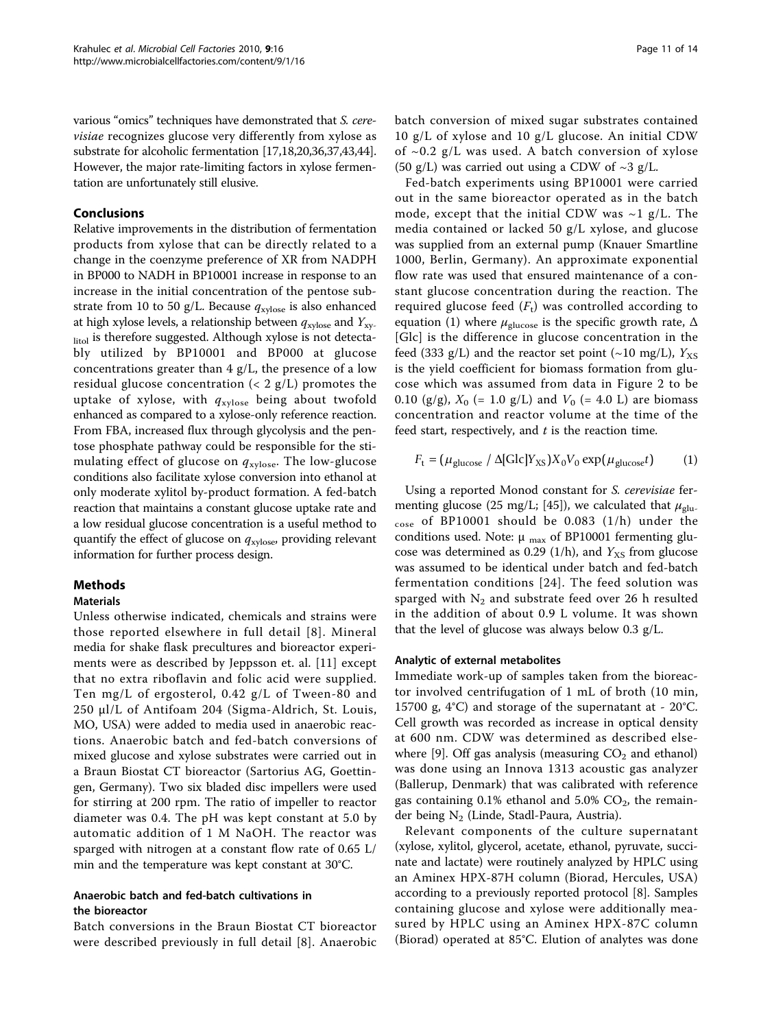various "omics" techniques have demonstrated that *S. cerevisiae* recognizes glucose very differently from xylose as substrate for alcoholic fermentation [17,18,20,36,37,43,44]. However, the major rate-limiting factors in xylose fermentation are unfortunately still elusive.

## Conclusions

Relative improvements in the distribution of fermentation products from xylose that can be directly related to a change in the coenzyme preference of XR from NADPH in BP000 to NADH in BP10001 increase in response to an increase in the initial concentration of the pentose substrate from 10 to 50 g/L. Because $q_{xylose}$ is also enhanced at high xylose levels, a relationship between $q_{xylose}$ and $Y_{xylitol}$ is therefore suggested. Although xylose is not detectably utilized by BP10001 and BP000 at glucose concentrations greater than 4 g/L, the presence of a low residual glucose concentration (< 2 g/L) promotes the uptake of xylose, with $q_{xylose}$ being about twofold enhanced as compared to a xylose-only reference reaction. From FBA, increased flux through glycolysis and the pentose phosphate pathway could be responsible for the stimulating effect of glucose on $q_{xylose}$. The low-glucose conditions also facilitate xylose conversion into ethanol at only moderate xylitol by-product formation. A fed-batch reaction that maintains a constant glucose uptake rate and a low residual glucose concentration is a useful method to quantify the effect of glucose on $q_{xylose}$, providing relevant information for further process design.

## Methods

### Materials

Unless otherwise indicated, chemicals and strains were those reported elsewhere in full detail [8]. Mineral media for shake flask precultures and bioreactor experiments were as described by Jeppsson et. al. [11] except that no extra riboflavin and folic acid were supplied. Ten mg/L of ergosterol, 0.42 g/L of Tween-80 and 250 µl/L of Antifoam 204 (Sigma-Aldrich, St. Louis, MO, USA) were added to media used in anaerobic reactions. Anaerobic batch and fed-batch conversions of mixed glucose and xylose substrates were carried out in a Braun Biostat CT bioreactor (Sartorius AG, Goettingen, Germany). Two six bladed disc impellers were used for stirring at 200 rpm. The ratio of impeller to reactor diameter was 0.4. The pH was kept constant at 5.0 by automatic addition of 1 M NaOH. The reactor was sparged with nitrogen at a constant flow rate of 0.65 L/min and the temperature was kept constant at 30°C.

### Anaerobic batch and fed-batch cultivations in the bioreactor

Batch conversions in the Braun Biostat CT bioreactor were described previously in full detail [8]. Anaerobic batch conversion of mixed sugar substrates contained 10 g/L of xylose and 10 g/L glucose. An initial CDW of ~0.2 g/L was used. A batch conversion of xylose (50 g/L) was carried out using a CDW of ~3 g/L.

Fed-batch experiments using BP10001 were carried out in the same bioreactor operated as in the batch mode, except that the initial CDW was ~1 g/L. The media contained or lacked 50 g/L xylose, and glucose was supplied from an external pump (Knauer Smartline 1000, Berlin, Germany). An approximate exponential flow rate was used that ensured maintenance of a constant glucose concentration during the reaction. The required glucose feed ($F_t$) was controlled according to equation (1) where $\mu_{glucose}$ is the specific growth rate, $\Delta[Glc]$ is the difference in glucose concentration in the feed (333 g/L) and the reactor set point (~10 mg/L), $Y_{XS}$ is the yield coefficient for biomass formation from glucose which was assumed from data in Figure 2 to be 0.10 (g/g), $X_0$ (= 1.0 g/L) and $V_0$ (= 4.0 L) are biomass concentration and reactor volume at the time of the feed start, respectively, and $t$ is the reaction time.

$$F_t = (\mu_{glucose} / \Delta[Glc]Y_{XS})X_0V_0 \exp(\mu_{glucose}t) \qquad (1)$$

Using a reported Monod constant for *S. cerevisiae* fermenting glucose (25 mg/L; [45]), we calculated that $\mu_{glucose}$ of BP10001 should be 0.083 (1/h) under the conditions used. Note: $\mu_{max}$ of BP10001 fermenting glucose was determined as 0.29 (1/h), and $Y_{XS}$ from glucose was assumed to be identical under batch and fed-batch fermentation conditions [24]. The feed solution was sparged with $N_2$ and substrate feed over 26 h resulted in the addition of about 0.9 L volume. It was shown that the level of glucose was always below 0.3 g/L.

### Analytic of external metabolites

Immediate work-up of samples taken from the bioreactor involved centrifugation of 1 mL of broth (10 min, 15700 g, 4°C) and storage of the supernatant at - 20°C. Cell growth was recorded as increase in optical density at 600 nm. CDW was determined as described elsewhere [9]. Off gas analysis (measuring $CO_2$ and ethanol) was done using an Innova 1313 acoustic gas analyzer (Ballerup, Denmark) that was calibrated with reference gas containing 0.1% ethanol and 5.0% $CO_2$, the remainder being $N_2$ (Linde, Stadl-Paura, Austria).

Relevant components of the culture supernatant (xylose, xylitol, glycerol, acetate, ethanol, pyruvate, succinate and lactate) were routinely analyzed by HPLC using an Aminex HPX-87H column (Biorad, Hercules, USA) according to a previously reported protocol [8]. Samples containing glucose and xylose were additionally measured by HPLC using an Aminex HPX-87C column (Biorad) operated at 85°C. Elution of analytes was done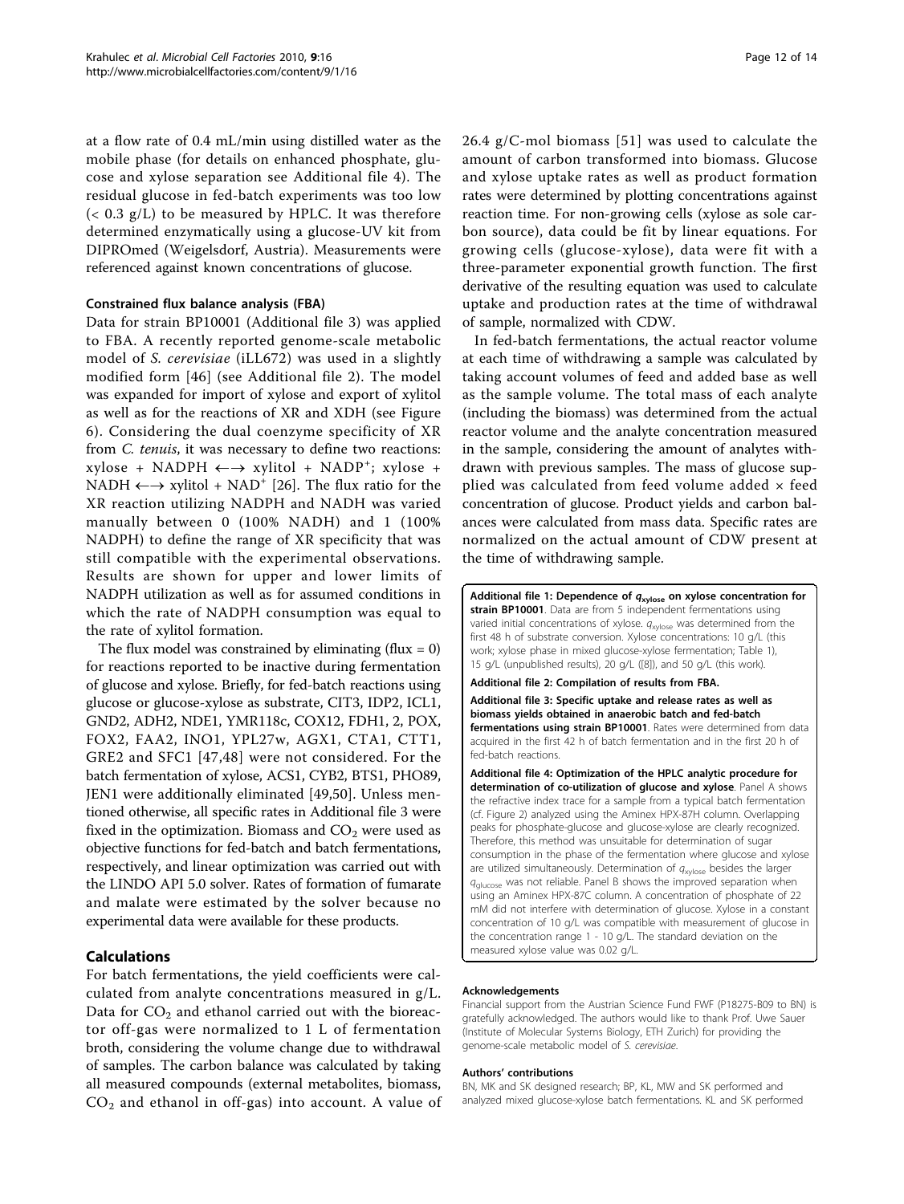at a flow rate of 0.4 mL/min using distilled water as the mobile phase (for details on enhanced phosphate, glucose and xylose separation see Additional file 4). The residual glucose in fed-batch experiments was too low (< 0.3 g/L) to be measured by HPLC. It was therefore determined enzymatically using a glucose-UV kit from DIPROmed (Weigelsdorf, Austria). Measurements were referenced against known concentrations of glucose.

#### Constrained flux balance analysis (FBA)

Data for strain BP10001 (Additional file 3) was applied to FBA. A recently reported genome-scale metabolic model of *S. cerevisiae* (iLL672) was used in a slightly modified form [46] (see Additional file 2). The model was expanded for import of xylose and export of xylitol as well as for the reactions of XR and XDH (see Figure 6). Considering the dual coenzyme specificity of XR from *C. tenuis*, it was necessary to define two reactions: xylose + NADPH $\longleftrightarrow$ xylitol + $NADP^+$; xylose + NADH $\longleftrightarrow$ xylitol + $NAD^+$ [26]. The flux ratio for the XR reaction utilizing NADPH and NADH was varied manually between 0 (100% NADH) and 1 (100% NADPH) to define the range of XR specificity that was still compatible with the experimental observations. Results are shown for upper and lower limits of NADPH utilization as well as for assumed conditions in which the rate of NADPH consumption was equal to the rate of xylitol formation.

The flux model was constrained by eliminating (flux = 0) for reactions reported to be inactive during fermentation of glucose and xylose. Briefly, for fed-batch reactions using glucose or glucose-xylose as substrate, CIT3, IDP2, ICL1, GND2, ADH2, NDE1, YMR118c, COX12, FDH1, 2, POX, FOX2, FAA2, INO1, YPL27w, AGX1, CTA1, CTT1, GRE2 and SFC1 [47,48] were not considered. For the batch fermentation of xylose, ACS1, CYB2, BTS1, PHO89, JEN1 were additionally eliminated [49,50]. Unless mentioned otherwise, all specific rates in Additional file 3 were fixed in the optimization. Biomass and $CO_2$ were used as objective functions for fed-batch and batch fermentations, respectively, and linear optimization was carried out with the LINDO API 5.0 solver. Rates of formation of fumarate and malate were estimated by the solver because no experimental data were available for these products.

## Calculations

For batch fermentations, the yield coefficients were calculated from analyte concentrations measured in g/L. Data for $CO_2$ and ethanol carried out with the bioreactor off-gas were normalized to 1 L of fermentation broth, considering the volume change due to withdrawal of samples. The carbon balance was calculated by taking all measured compounds (external metabolites, biomass, $CO_2$ and ethanol in off-gas) into account. A value of 26.4 g/C-mol biomass [51] was used to calculate the amount of carbon transformed into biomass. Glucose and xylose uptake rates as well as product formation rates were determined by plotting concentrations against reaction time. For non-growing cells (xylose as sole carbon source), data could be fit by linear equations. For growing cells (glucose-xylose), data were fit with a three-parameter exponential growth function. The first derivative of the resulting equation was used to calculate uptake and production rates at the time of withdrawal of sample, normalized with CDW.

In fed-batch fermentations, the actual reactor volume at each time of withdrawing a sample was calculated by taking account volumes of feed and added base as well as the sample volume. The total mass of each analyte (including the biomass) was determined from the actual reactor volume and the analyte concentration measured in the sample, considering the amount of analytes withdrawn with previous samples. The mass of glucose supplied was calculated from feed volume added × feed concentration of glucose. Product yields and carbon balances were calculated from mass data. Specific rates are normalized on the actual amount of CDW present at the time of withdrawing sample.

**Additional file 1: Dependence of $q_{xylose}$ on xylose concentration for strain BP10001**. Data are from 5 independent fermentations using varied initial concentrations of xylose. $q_{xylose}$ was determined from the first 48 h of substrate conversion. Xylose concentrations: 10 g/L (this work; xylose phase in mixed glucose-xylose fermentation; Table 1), 15 g/L (unpublished results), 20 g/L ([8]), and 50 g/L (this work).

**Additional file 2: Compilation of results from FBA.**

**Additional file 3: Specific uptake and release rates as well as biomass yields obtained in anaerobic batch and fed-batch fermentations using strain BP10001**. Rates were determined from data acquired in the first 42 h of batch fermentation and in the first 20 h of fed-batch reactions.

**Additional file 4: Optimization of the HPLC analytic procedure for determination of co-utilization of glucose and xylose**. Panel A shows the refractive index trace for a sample from a typical batch fermentation (cf. Figure 2) analyzed using the Aminex HPX-87H column. Overlapping peaks for phosphate-glucose and glucose-xylose are clearly recognized. Therefore, this method was unsuitable for determination of sugar consumption in the phase of the fermentation where glucose and xylose are utilized simultaneously. Determination of $q_{xylose}$ besides the larger $q_{glucose}$ was not reliable. Panel B shows the improved separation when using an Aminex HPX-87C column. A concentration of phosphate of 22 mM did not interfere with determination of glucose. Xylose in a constant concentration of 10 g/L was compatible with measurement of glucose in the concentration range 1 - 10 g/L. The standard deviation on the measured xylose value was 0.02 g/L.

#### Acknowledgements

Financial support from the Austrian Science Fund FWF (P18275-B09 to BN) is gratefully acknowledged. The authors would like to thank Prof. Uwe Sauer (Institute of Molecular Systems Biology, ETH Zurich) for providing the genome-scale metabolic model of *S. cerevisiae*.

#### Authors' contributions

BN, MK and SK designed research; BP, KL, MW and SK performed and analyzed mixed glucose-xylose batch fermentations. KL and SK performed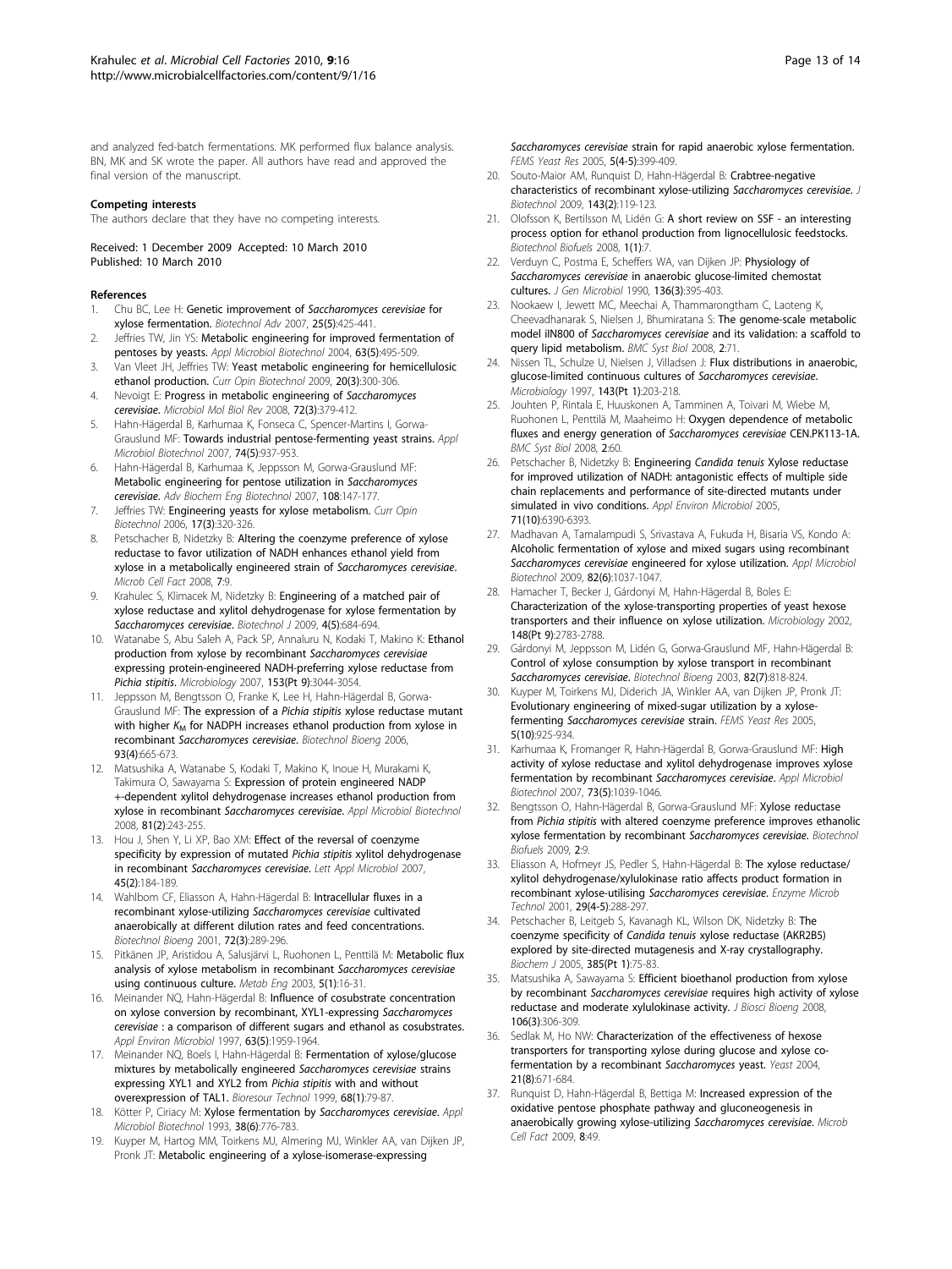and analyzed fed-batch fermentations. MK performed flux balance analysis. BN, MK and SK wrote the paper. All authors have read and approved the final version of the manuscript.

#### Competing interests

The authors declare that they have no competing interests.

Received: 1 December 2009 Accepted: 10 March 2010
Published: 10 March 2010

#### References

1. Chu BC, Lee H: **Genetic improvement of *Saccharomyces cerevisiae* for xylose fermentation.** *Biotechnol Adv* 2007, **25(5)**:425-441.
2. Jeffries TW, Jin YS: **Metabolic engineering for improved fermentation of pentoses by yeasts.** *Appl Microbiol Biotechnol* 2004, **63(5)**:495-509.
3. Van Vleet JH, Jeffries TW: **Yeast metabolic engineering for hemicellulosic ethanol production.** *Curr Opin Biotechnol* 2009, **20(3)**:300-306.
4. Nevoigt E: **Progress in metabolic engineering of *Saccharomyces cerevisiae*.** *Microbiol Mol Biol Rev* 2008, **72(3)**:379-412.
5. Hahn-Hägerdal B, Karhumaa K, Fonseca C, Spencer-Martins I, Gorwa-Grauslund MF: **Towards industrial pentose-fermenting yeast strains.** *Appl Microbiol Biotechnol* 2007, **74(5)**:937-953.
6. Hahn-Hägerdal B, Karhumaa K, Jeppsson M, Gorwa-Grauslund MF: **Metabolic engineering for pentose utilization in *Saccharomyces cerevisiae*.** *Adv Biochem Eng Biotechnol* 2007, **108**:147-177.
7. Jeffries TW: **Engineering yeasts for xylose metabolism.** *Curr Opin Biotechnol* 2006, **17(3)**:320-326.
8. Petschacher B, Nidetzky B: **Altering the coenzyme preference of xylose reductase to favor utilization of NADH enhances ethanol yield from xylose in a metabolically engineered strain of *Saccharomyces cerevisiae*.** *Microb Cell Fact* 2008, **7**:9.
9. Krahulec S, Klimacek M, Nidetzky B: **Engineering of a matched pair of xylose reductase and xylitol dehydrogenase for xylose fermentation by *Saccharomyces cerevisiae*.** *Biotechnol J* 2009, **4(5)**:684-694.
10. Watanabe S, Abu Saleh A, Pack SP, Annaluru N, Kodaki T, Makino K: **Ethanol production from xylose by recombinant *Saccharomyces cerevisiae* expressing protein-engineered NADH-preferring xylose reductase from *Pichia stipitis*.** *Microbiology* 2007, **153(Pt 9)**:3044-3054.
11. Jeppsson M, Bengtsson O, Franke K, Lee H, Hahn-Hägerdal B, Gorwa-Grauslund MF: **The expression of a *Pichia stipitis* xylose reductase mutant with higher $K_M$ for NADPH increases ethanol production from xylose in recombinant *Saccharomyces cerevisiae*.** *Biotechnol Bioeng* 2006, **93(4)**:665-673.
12. Matsushika A, Watanabe S, Kodaki T, Makino K, Inoue H, Murakami K, Takimura O, Sawayama S: **Expression of protein engineered NADP +-dependent xylitol dehydrogenase increases ethanol production from xylose in recombinant *Saccharomyces cerevisiae*.** *Appl Microbiol Biotechnol* 2008, **81(2)**:243-255.
13. Hou J, Shen Y, Li XP, Bao XM: **Effect of the reversal of coenzyme specificity by expression of mutated *Pichia stipitis* xylitol dehydrogenase in recombinant *Saccharomyces cerevisiae*.** *Lett Appl Microbiol* 2007, **45(2)**:184-189.
14. Wahlbom CF, Eliasson A, Hahn-Hägerdal B: **Intracellular fluxes in a recombinant xylose-utilizing *Saccharomyces cerevisiae* cultivated anaerobically at different dilution rates and feed concentrations.** *Biotechnol Bioeng* 2001, **72(3)**:289-296.
15. Pitkänen JP, Aristidou A, Salusjärvi L, Ruohonen L, Penttilä M: **Metabolic flux analysis of xylose metabolism in recombinant *Saccharomyces cerevisiae* using continuous culture.** *Metab Eng* 2003, **5(1)**:16-31.
16. Meinander NQ, Hahn-Hägerdal B: **Influence of cosubstrate concentration on xylose conversion by recombinant, XYL1-expressing *Saccharomyces cerevisiae* : a comparison of different sugars and ethanol as cosubstrates.** *Appl Environ Microbiol* 1997, **63(5)**:1959-1964.
17. Meinander NQ, Boels I, Hahn-Hägerdal B: **Fermentation of xylose/glucose mixtures by metabolically engineered *Saccharomyces cerevisiae* strains expressing XYL1 and XYL2 from *Pichia stipitis* with and without overexpression of TAL1.** *Bioresour Technol* 1999, **68(1)**:79-87.
18. Kötter P, Ciriacy M: **Xylose fermentation by *Saccharomyces cerevisiae*.** *Appl Microbiol Biotechnol* 1993, **38(6)**:776-783.
19. Kuyper M, Hartog MM, Toirkens MJ, Almering MJ, Winkler AA, van Dijken JP, Pronk JT: **Metabolic engineering of a xylose-isomerase-expressing *Saccharomyces cerevisiae* strain for rapid anaerobic xylose fermentation.** *FEMS Yeast Res* 2005, **5(4-5)**:399-409.
20. Souto-Maior AM, Runquist D, Hahn-Hägerdal B: **Crabtree-negative characteristics of recombinant xylose-utilizing *Saccharomyces cerevisiae*.** *J Biotechnol* 2009, **143(2)**:119-123.
21. Olofsson K, Bertilsson M, Lidén G: **A short review on SSF - an interesting process option for ethanol production from lignocellulosic feedstocks.** *Biotechnol Biofuels* 2008, **1(1)**:7.
22. Verduyn C, Postma E, Scheffers WA, van Dijken JP: **Physiology of *Saccharomyces cerevisiae* in anaerobic glucose-limited chemostat cultures.** *J Gen Microbiol* 1990, **136(3)**:395-403.
23. Nookaew I, Jewett MC, Meechai A, Thammarongtham C, Laoteng K, Cheevadhanarak S, Nielsen J, Bhumiratana S: **The genome-scale metabolic model iIN800 of *Saccharomyces cerevisiae* and its validation: a scaffold to query lipid metabolism.** *BMC Syst Biol* 2008, **2**:71.
24. Nissen TL, Schulze U, Nielsen J, Villadsen J: **Flux distributions in anaerobic, glucose-limited continuous cultures of *Saccharomyces cerevisiae*.** *Microbiology* 1997, **143(Pt 1)**:203-218.
25. Jouhten P, Rintala E, Huuskonen A, Tamminen A, Toivari M, Wiebe M, Ruohonen L, Penttilä M, Maaheimo H: **Oxygen dependence of metabolic fluxes and energy generation of *Saccharomyces cerevisiae* CEN.PK113-1A.** *BMC Syst Biol* 2008, **2**:60.
26. Petschacher B, Nidetzky B: **Engineering *Candida tenuis* Xylose reductase for improved utilization of NADH: antagonistic effects of multiple side chain replacements and performance of site-directed mutants under simulated in vivo conditions.** *Appl Environ Microbiol* 2005, **71(10)**:6390-6393.
27. Madhavan A, Tamalampudi S, Srivastava A, Fukuda H, Bisaria VS, Kondo A: **Alcoholic fermentation of xylose and mixed sugars using recombinant *Saccharomyces cerevisiae* engineered for xylose utilization.** *Appl Microbiol Biotechnol* 2009, **82(6)**:1037-1047.
28. Hamacher T, Becker J, Gárdonyi M, Hahn-Hägerdal B, Boles E: **Characterization of the xylose-transporting properties of yeast hexose transporters and their influence on xylose utilization.** *Microbiology* 2002, **148(Pt 9)**:2783-2788.
29. Gárdonyi M, Jeppsson M, Lidén G, Gorwa-Grauslund MF, Hahn-Hägerdal B: **Control of xylose consumption by xylose transport in recombinant *Saccharomyces cerevisiae*.** *Biotechnol Bioeng* 2003, **82(7)**:818-824.
30. Kuyper M, Toirkens MJ, Diderich JA, Winkler AA, van Dijken JP, Pronk JT: **Evolutionary engineering of mixed-sugar utilization by a xylose-fermenting *Saccharomyces cerevisiae* strain.** *FEMS Yeast Res* 2005, **5(10)**:925-934.
31. Karhumaa K, Fromanger R, Hahn-Hägerdal B, Gorwa-Grauslund MF: **High activity of xylose reductase and xylitol dehydrogenase improves xylose fermentation by recombinant *Saccharomyces cerevisiae*.** *Appl Microbiol Biotechnol* 2007, **73(5)**:1039-1046.
32. Bengtsson O, Hahn-Hägerdal B, Gorwa-Grauslund MF: **Xylose reductase from *Pichia stipitis* with altered coenzyme preference improves ethanolic xylose fermentation by recombinant *Saccharomyces cerevisiae*.** *Biotechnol Biofuels* 2009, **2**:9.
33. Eliasson A, Hofmeyr JS, Pedler S, Hahn-Hägerdal B: **The xylose reductase/xylitol dehydrogenase/xylulokinase ratio affects product formation in recombinant xylose-utilising *Saccharomyces cerevisiae*.** *Enzyme Microb Technol* 2001, **29(4-5)**:288-297.
34. Petschacher B, Leitgeb S, Kavanagh KL, Wilson DK, Nidetzky B: **The coenzyme specificity of *Candida tenuis* xylose reductase (AKR2B5) explored by site-directed mutagenesis and X-ray crystallography.** *Biochem J* 2005, **385(Pt 1)**:75-83.
35. Matsushika A, Sawayama S: **Efficient bioethanol production from xylose by recombinant *Saccharomyces cerevisiae* requires high activity of xylose reductase and moderate xylulokinase activity.** *J Biosci Bioeng* 2008, **106(3)**:306-309.
36. Sedlak M, Ho NW: **Characterization of the effectiveness of hexose transporters for transporting xylose during glucose and xylose co-fermentation by a recombinant *Saccharomyces* yeast.** *Yeast* 2004, **21(8)**:671-684.
37. Runquist D, Hahn-Hägerdal B, Bettiga M: **Increased expression of the oxidative pentose phosphate pathway and gluconeogenesis in anaerobically growing xylose-utilizing *Saccharomyces cerevisiae*.** *Microb Cell Fact* 2009, **8**:49.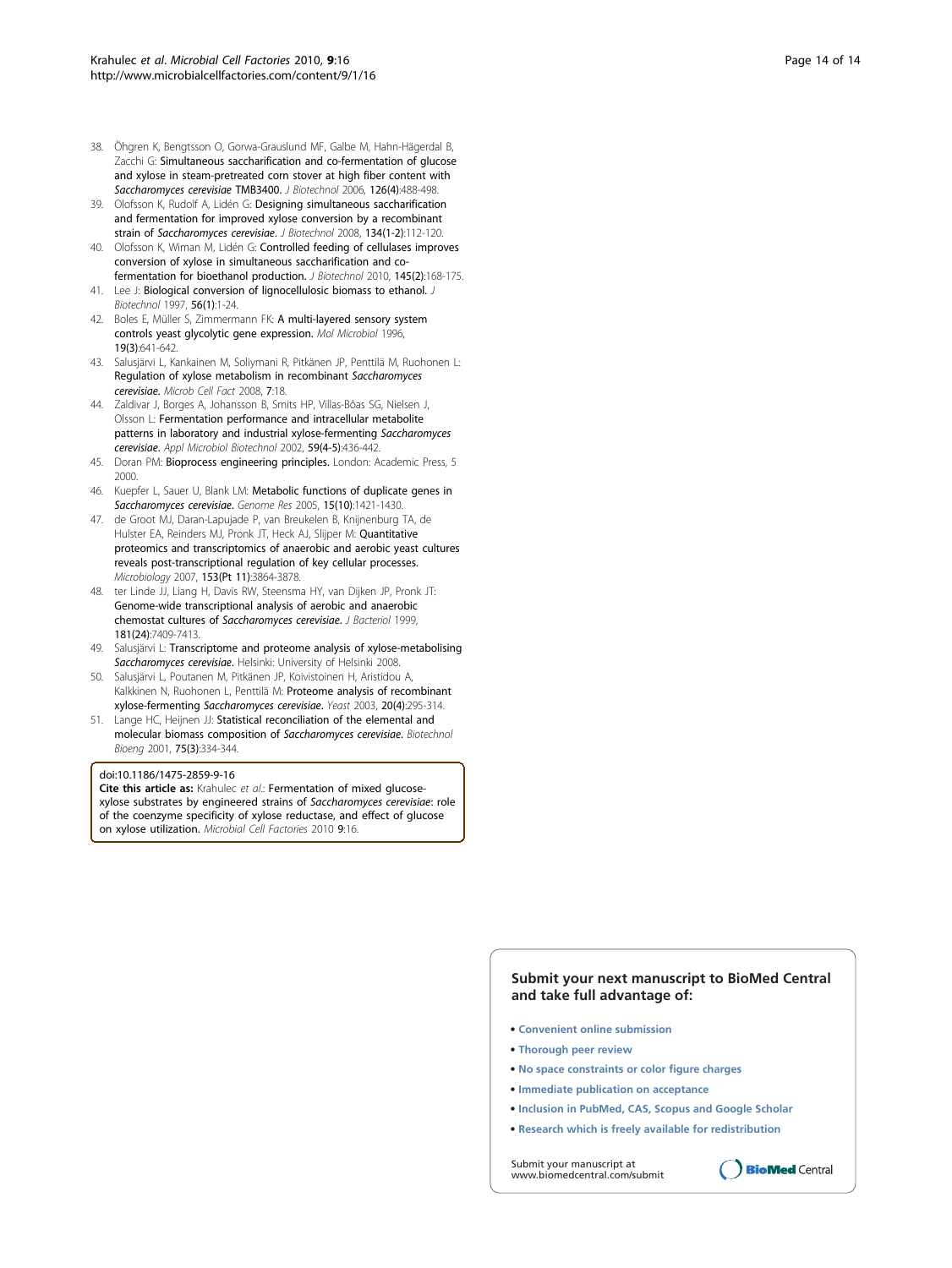38. Öhgren K, Bengtsson O, Gorwa-Grauslund MF, Galbe M, Hahn-Hägerdal B, Zacchi G: Simultaneous saccharification and co-fermentation of glucose and xylose in steam-pretreated corn stover at high fiber content with *Saccharomyces cerevisiae* TMB3400. *J Biotechnol* 2006, **126(4)**:488-498.
39. Olofsson K, Rudolf A, Lidén G: Designing simultaneous saccharification and fermentation for improved xylose conversion by a recombinant strain of *Saccharomyces cerevisiae*. *J Biotechnol* 2008, **134(1-2)**:112-120.
40. Olofsson K, Wiman M, Lidén G: Controlled feeding of cellulases improves conversion of xylose in simultaneous saccharification and co-fermentation for bioethanol production. *J Biotechnol* 2010, **145(2)**:168-175.
41. Lee J: Biological conversion of lignocellulosic biomass to ethanol. *J Biotechnol* 1997, **56(1)**:1-24.
42. Boles E, Müller S, Zimmermann FK: A multi-layered sensory system controls yeast glycolytic gene expression. *Mol Microbiol* 1996, **19(3)**:641-642.
43. Salusjärvi L, Kankainen M, Soliymani R, Pitkänen JP, Penttilä M, Ruohonen L: Regulation of xylose metabolism in recombinant *Saccharomyces cerevisiae*. *Microb Cell Fact* 2008, **7**:18.
44. Zaldivar J, Borges A, Johansson B, Smits HP, Villas-Bôas SG, Nielsen J, Olsson L: Fermentation performance and intracellular metabolite patterns in laboratory and industrial xylose-fermenting *Saccharomyces cerevisiae*. *Appl Microbiol Biotechnol* 2002, **59(4-5)**:436-442.
45. Doran PM: Bioprocess engineering principles. London: Academic Press, 5 2000.
46. Kuepfer L, Sauer U, Blank LM: Metabolic functions of duplicate genes in *Saccharomyces cerevisiae*. *Genome Res* 2005, **15(10)**:1421-1430.
47. de Groot MJ, Daran-Lapujade P, van Breukelen B, Knijnenburg TA, de Hulster EA, Reinders MJ, Pronk JT, Heck AJ, Slijper M: Quantitative proteomics and transcriptomics of anaerobic and aerobic yeast cultures reveals post-transcriptional regulation of key cellular processes. *Microbiology* 2007, **153(Pt 11)**:3864-3878.
48. ter Linde JJ, Liang H, Davis RW, Steensma HY, van Dijken JP, Pronk JT: Genome-wide transcriptional analysis of aerobic and anaerobic chemostat cultures of *Saccharomyces cerevisiae*. *J Bacteriol* 1999, **181(24)**:7409-7413.
49. Salusjärvi L: Transcriptome and proteome analysis of xylose-metabolising *Saccharomyces cerevisiae*. Helsinki: University of Helsinki 2008.
50. Salusjärvi L, Poutanen M, Pitkänen JP, Koivistoinen H, Aristidou A, Kalkkinen N, Ruohonen L, Penttilä M: Proteome analysis of recombinant xylose-fermenting *Saccharomyces cerevisiae*. *Yeast* 2003, **20(4)**:295-314.
51. Lange HC, Heijnen JJ: Statistical reconciliation of the elemental and molecular biomass composition of *Saccharomyces cerevisiae*. *Biotechnol Bioeng* 2001, **75(3)**:334-344.

doi:10.1186/1475-2859-9-16

**Cite this article as:** Krahulec *et al.*: Fermentation of mixed glucose-xylose substrates by engineered strains of *Saccharomyces cerevisiae*: role of the coenzyme specificity of xylose reductase, and effect of glucose on xylose utilization. *Microbial Cell Factories* 2010 **9**:16.

**Submit your next manuscript to BioMed Central and take full advantage of:**

- **Convenient online submission**
- **Thorough peer review**
- **No space constraints or color figure charges**
- **Immediate publication on acceptance**
- **Inclusion in PubMed, CAS, Scopus and Google Scholar**
- **Research which is freely available for redistribution**

Submit your manuscript at
www.biomedcentral.com/submit

BioMed Central